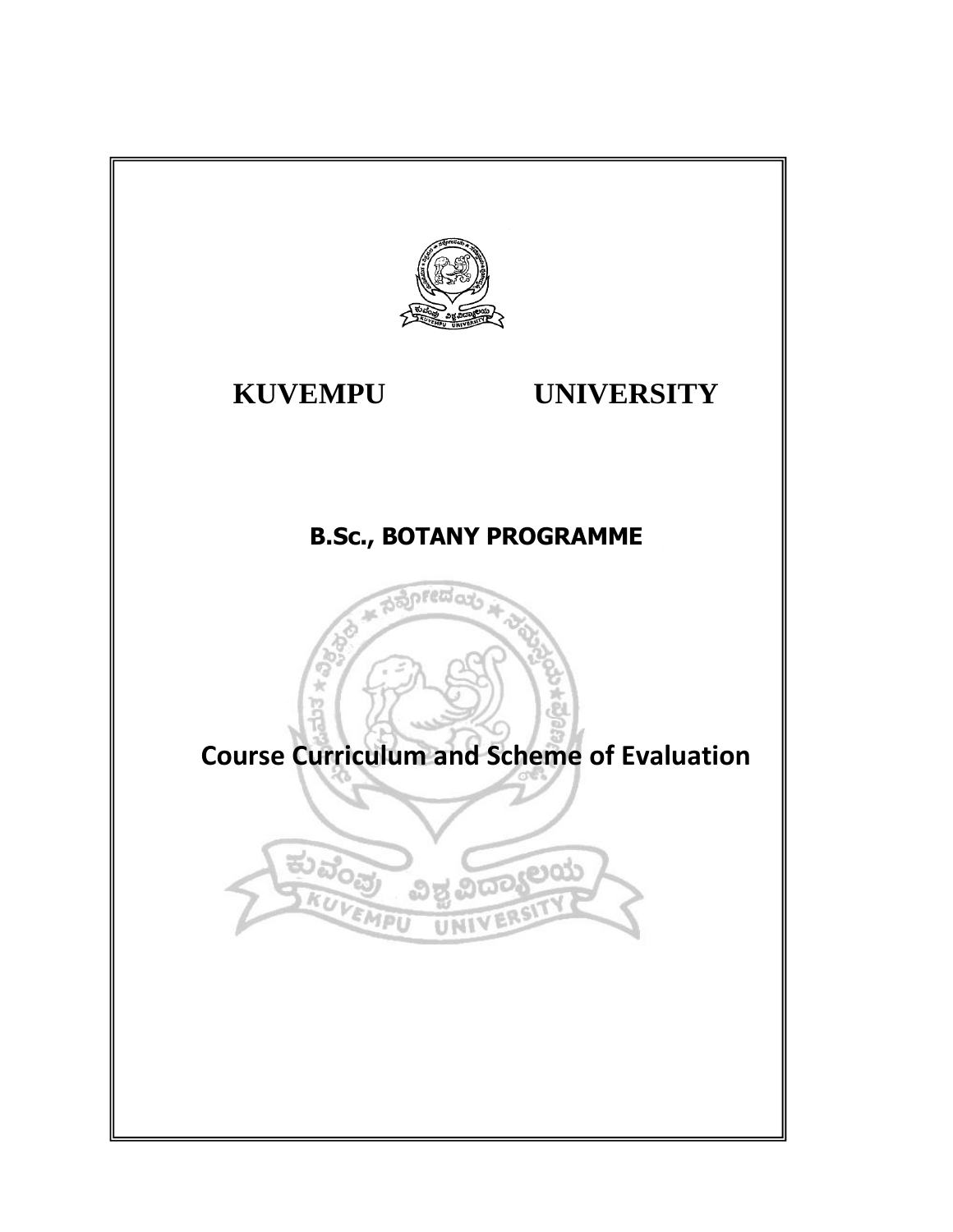# KUVEMPU UNIVERSITY

## B.Sc., BOTANY PROGRAMME

## Course Curriculum and Scheme of Evaluation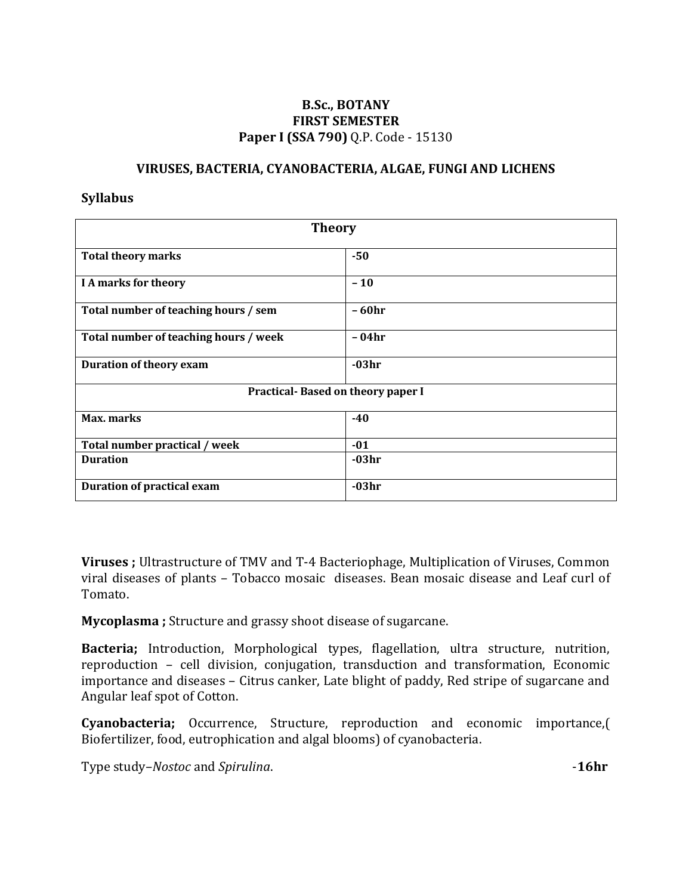# B.Sc., BOTANY
## FIRST SEMESTER
### Paper I (SSA 790) Q.P. Code - 15130

### VIRUSES, BACTERIA, CYANOBACTERIA, ALGAE, FUNGI AND LICHENS

**Syllabus**

| Theory | |
|---|---|
| **Total theory marks** | **-50** |
| **I A marks for theory** | **– 10** |
| **Total number of teaching hours / sem** | **– 60hr** |
| **Total number of teaching hours / week** | **– 04hr** |
| **Duration of theory exam** | **-03hr** |
| **Practical- Based on theory paper I** | |
| **Max. marks** | **-40** |
| **Total number practical / week** | **-01** |
| **Duration** | **-03hr** |
| **Duration of practical exam** | **-03hr** |

**Viruses ;** Ultrastructure of TMV and T-4 Bacteriophage, Multiplication of Viruses, Common viral diseases of plants – Tobacco mosaic diseases. Bean mosaic disease and Leaf curl of Tomato.

**Mycoplasma ;** Structure and grassy shoot disease of sugarcane.

**Bacteria;** Introduction, Morphological types, flagellation, ultra structure, nutrition, reproduction – cell division, conjugation, transduction and transformation, Economic importance and diseases – Citrus canker, Late blight of paddy, Red stripe of sugarcane and Angular leaf spot of Cotton.

**Cyanobacteria;** Occurrence, Structure, reproduction and economic importance,( Biofertilizer, food, eutrophication and algal blooms) of cyanobacteria.

Type study–*Nostoc* and *Spirulina*. -**16hr**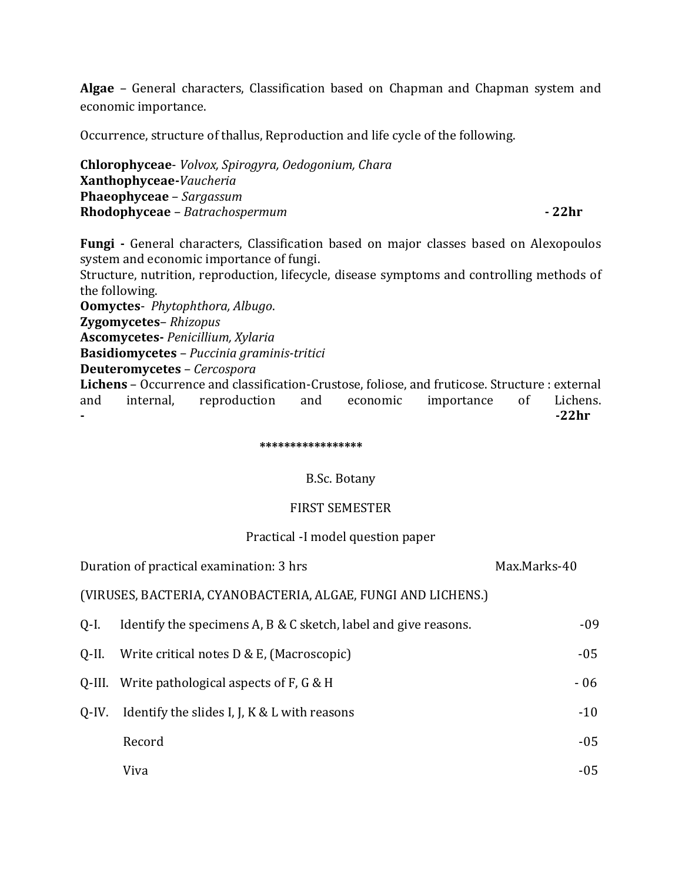**Algae** – General characters, Classification based on Chapman and Chapman system and economic importance.

Occurrence, structure of thallus, Reproduction and life cycle of the following.

**Chlorophyceae**- *Volvox, Spirogyra, Oedogonium, Chara*
**Xanthophyceae-***Vaucheria*
**Phaeophyceae** – *Sargassum*
**Rhodophyceae** – *Batrachospermum* **- 22hr**

**Fungi -** General characters, Classification based on major classes based on Alexopoulos system and economic importance of fungi.
Structure, nutrition, reproduction, lifecycle, disease symptoms and controlling methods of the following.
**Oomyctes**- *Phytophthora, Albugo*.
**Zygomycetes**– *Rhizopus*
**Ascomycetes-** *Penicillium, Xylaria*
**Basidiomycetes** – *Puccinia graminis-tritici*
**Deuteromycetes** – *Cercospora*
**Lichens** – Occurrence and classification-Crustose, foliose, and fruticose. Structure : external and internal, reproduction and economic importance of Lichens.
**- -22hr**

*****************

B.Sc. Botany

FIRST SEMESTER

Practical -I model question paper

Duration of practical examination: 3 hrs Max.Marks-40

(VIRUSES, BACTERIA, CYANOBACTERIA, ALGAE, FUNGI AND LICHENS.)

| | | |
|---|---|---|
| Q-I. | Identify the specimens A, B & C sketch, label and give reasons. | -09 |
| Q-II. | Write critical notes D & E, (Macroscopic) | -05 |
| Q-III. | Write pathological aspects of F, G & H | - 06 |
| Q-IV. | Identify the slides I, J, K & L with reasons | -10 |
| | Record | -05 |
| | Viva | -05 |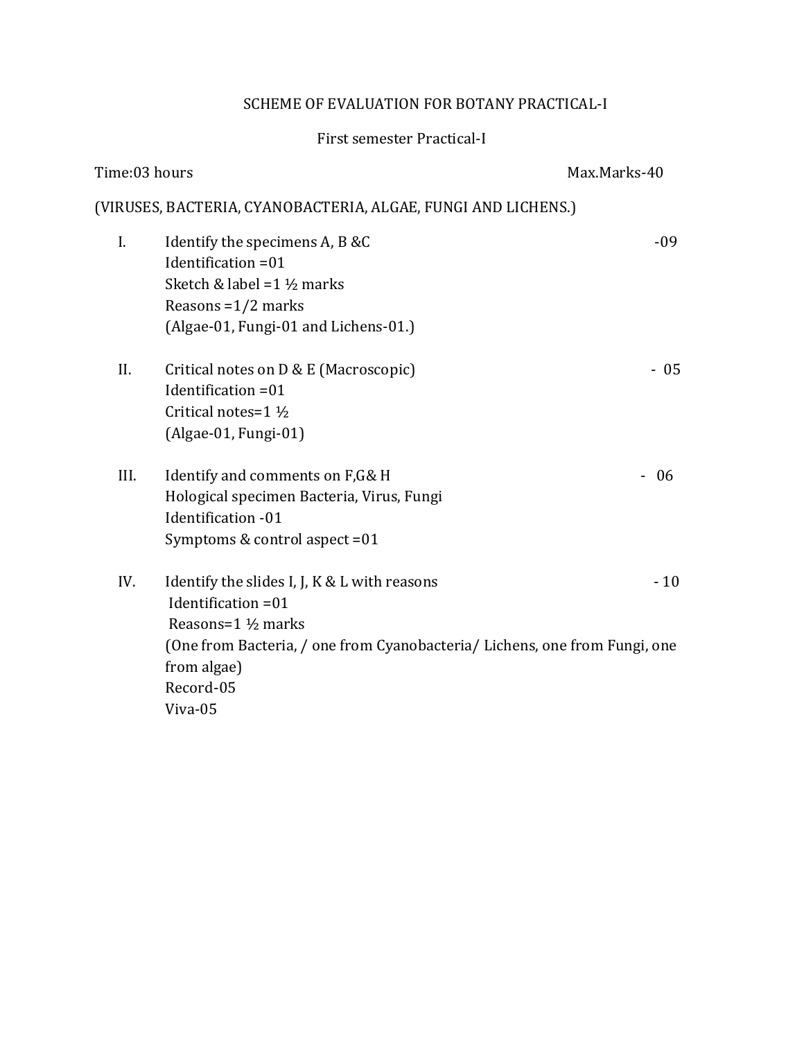# SCHEME OF EVALUATION FOR BOTANY PRACTICAL-I

## First semester Practical-I

Time:03 hours Max.Marks-40

(VIRUSES, BACTERIA, CYANOBACTERIA, ALGAE, FUNGI AND LICHENS.)

I. Identify the specimens A, B &C -09
Identification =01
Sketch & label =1 ½ marks
Reasons =1/2 marks
(Algae-01, Fungi-01 and Lichens-01.)

II. Critical notes on D & E (Macroscopic) - 05
Identification =01
Critical notes=1 ½
(Algae-01, Fungi-01)

III. Identify and comments on F,G& H - 06
Hological specimen Bacteria, Virus, Fungi
Identification -01
Symptoms & control aspect =01

IV. Identify the slides I, J, K & L with reasons - 10
Identification =01
Reasons=1 ½ marks
(One from Bacteria, / one from Cyanobacteria/ Lichens, one from Fungi, one from algae)
Record-05
Viva-05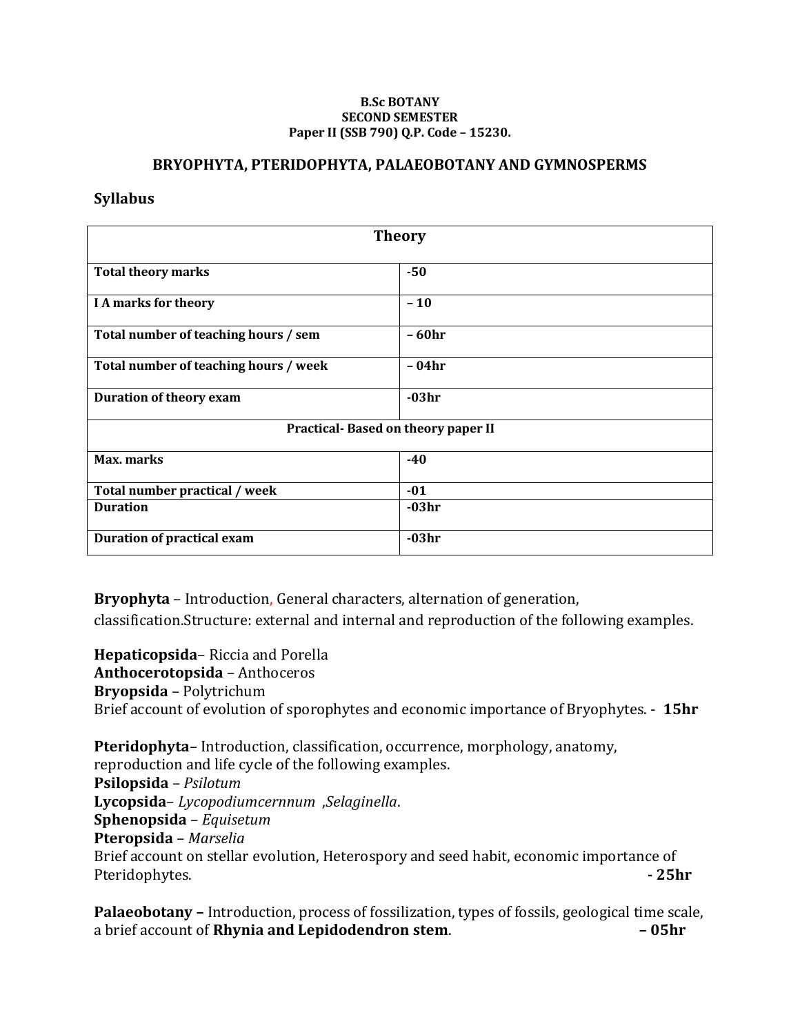**B.Sc BOTANY**
**SECOND SEMESTER**
**Paper II (SSB 790) Q.P. Code – 15230.**

## BRYOPHYTA, PTERIDOPHYTA, PALAEOBOTANY AND GYMNOSPERMS

### Syllabus

| Theory | |
|---|---|
| **Total theory marks** | **-50** |
| **I A marks for theory** | **– 10** |
| **Total number of teaching hours / sem** | **– 60hr** |
| **Total number of teaching hours / week** | **– 04hr** |
| **Duration of theory exam** | **-03hr** |
| **Practical- Based on theory paper II** | |
| **Max. marks** | **-40** |
| **Total number practical / week** | **-01** |
| **Duration** | **-03hr** |
| **Duration of practical exam** | **-03hr** |

**Bryophyta** – Introduction, General characters, alternation of generation, classification.Structure: external and internal and reproduction of the following examples.

**Hepaticopsida**– Riccia and Porella
**Anthocerotopsida** – Anthoceros
**Bryopsida** – Polytrichum
Brief account of evolution of sporophytes and economic importance of Bryophytes. - **15hr**

**Pteridophyta**– Introduction, classification, occurrence, morphology, anatomy, reproduction and life cycle of the following examples.
**Psilopsida** – *Psilotum*
**Lycopsida**– *Lycopodiumcernnum* ,*Selaginella*.
**Sphenopsida** – *Equisetum*
**Pteropsida** – *Marselia*
Brief account on stellar evolution, Heterospory and seed habit, economic importance of Pteridophytes. **- 25hr**

**Palaeobotany –** Introduction, process of fossilization, types of fossils, geological time scale, a brief account of **Rhynia and Lepidodendron stem**. **– 05hr**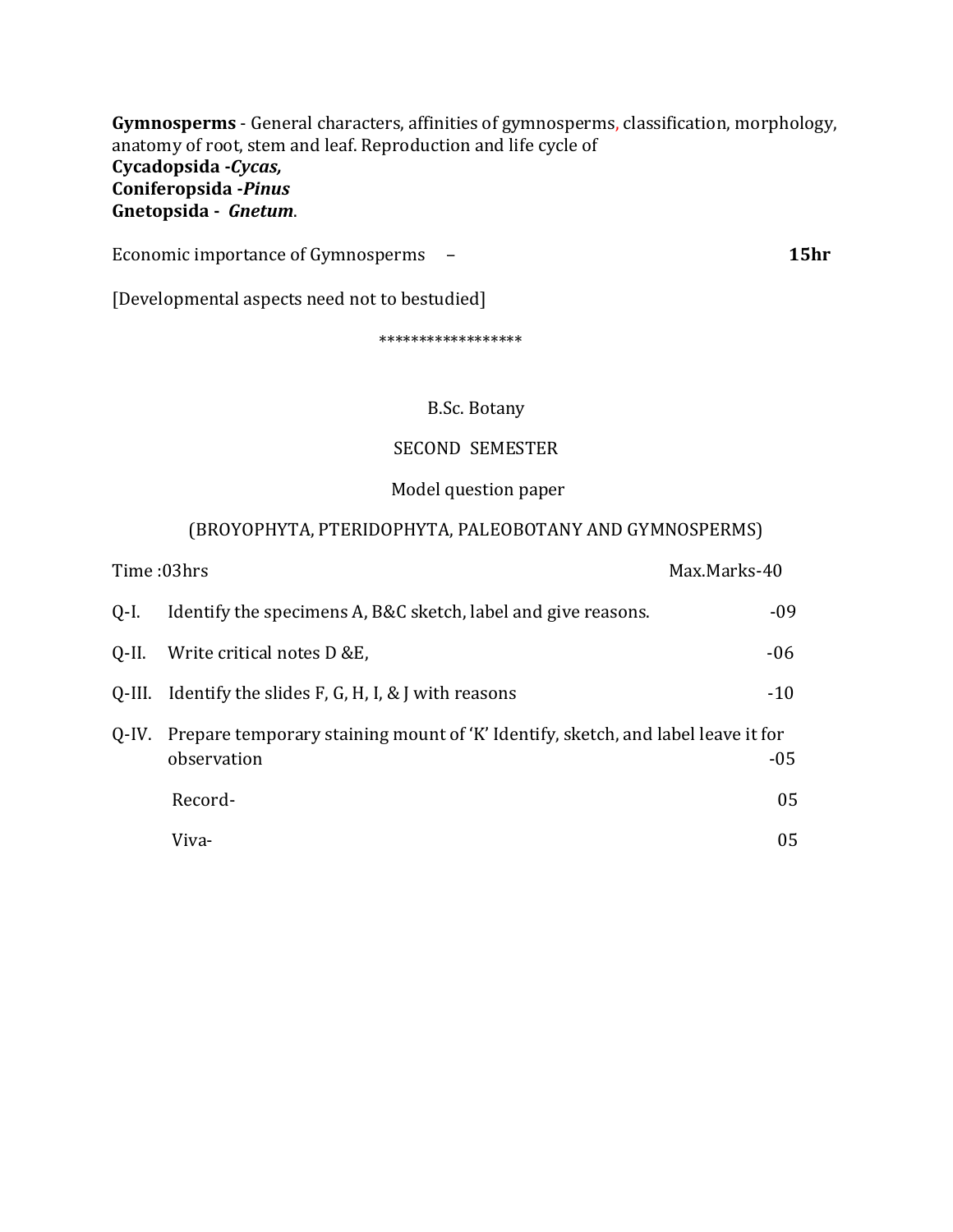**Gymnosperms** - General characters, affinities of gymnosperms, classification, morphology, anatomy of root, stem and leaf. Reproduction and life cycle of
**Cycadopsida -*Cycas,***
**Coniferopsida -*Pinus***
**Gnetopsida - *Gnetum*.**

Economic importance of Gymnosperms – **15hr**

[Developmental aspects need not to bestudied]

*****************

B.Sc. Botany

SECOND SEMESTER

Model question paper

(BROYOPHYTA, PTERIDOPHYTA, PALEOBOTANY AND GYMNOSPERMS)

Time :03hrs Max.Marks-40

| | | |
|---|---|---|
| Q-I. | Identify the specimens A, B&C sketch, label and give reasons. | -09 |
| Q-II. | Write critical notes D &E, | -06 |
| Q-III. | Identify the slides F, G, H, I, & J with reasons | -10 |
| Q-IV. | Prepare temporary staining mount of 'K' Identify, sketch, and label leave it for observation | -05 |
| | Record- | 05 |
| | Viva- | 05 |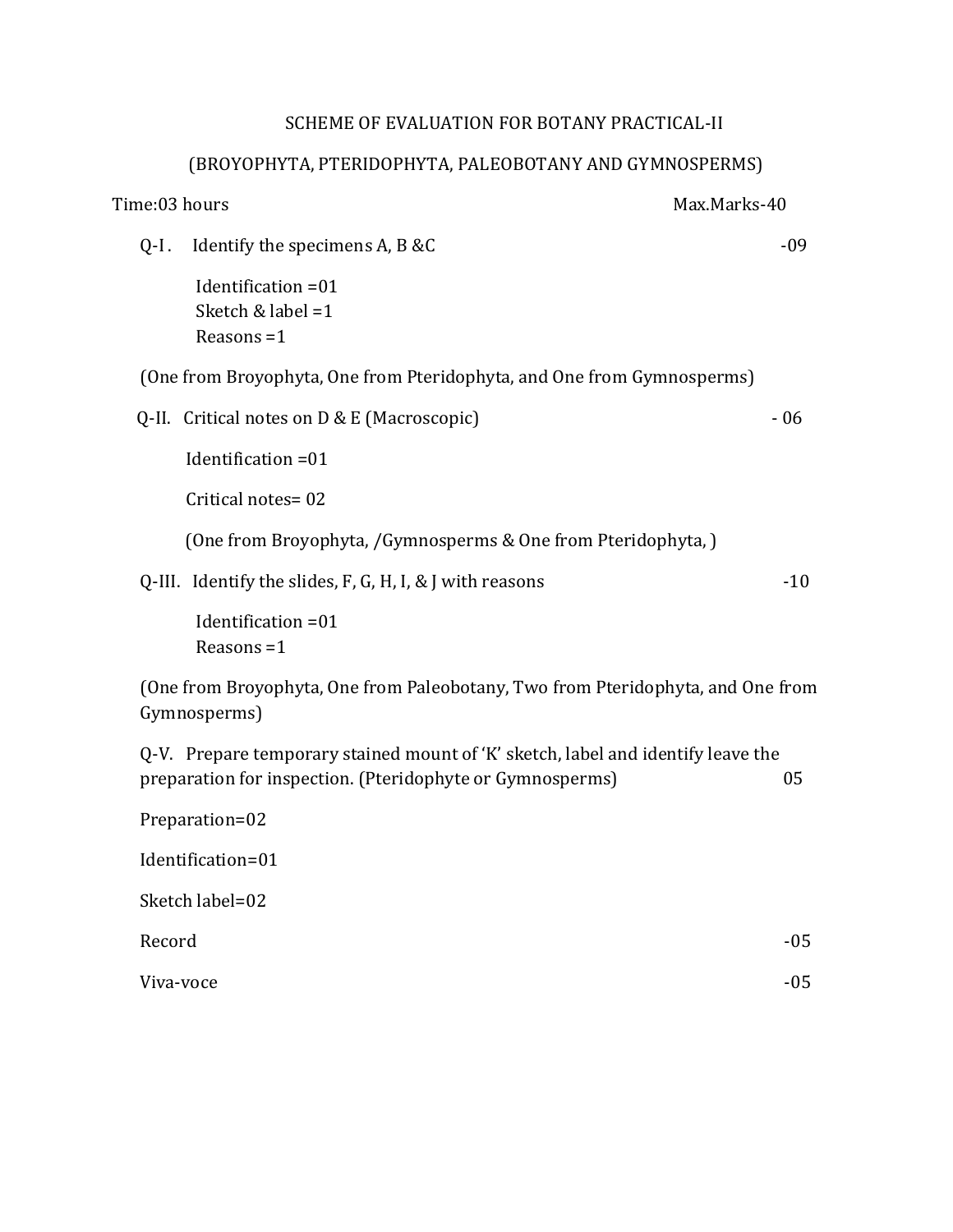# SCHEME OF EVALUATION FOR BOTANY PRACTICAL-II

## (BROYOPHYTA, PTERIDOPHYTA, PALEOBOTANY AND GYMNOSPERMS)

Time:03 hours Max.Marks-40

Q-I . Identify the specimens A, B &C -09

Identification =01
Sketch & label =1
Reasons =1

(One from Broyophyta, One from Pteridophyta, and One from Gymnosperms)

Q-II. Critical notes on D & E (Macroscopic) - 06

Identification =01

Critical notes= 02

(One from Broyophyta, /Gymnosperms & One from Pteridophyta, )

Q-III. Identify the slides, F, G, H, I, & J with reasons -10

Identification =01
Reasons =1

(One from Broyophyta, One from Paleobotany, Two from Pteridophyta, and One from Gymnosperms)

Q-V. Prepare temporary stained mount of 'K' sketch, label and identify leave the preparation for inspection. (Pteridophyte or Gymnosperms) 05

Preparation=02

Identification=01

Sketch label=02

Record -05

Viva-voce -05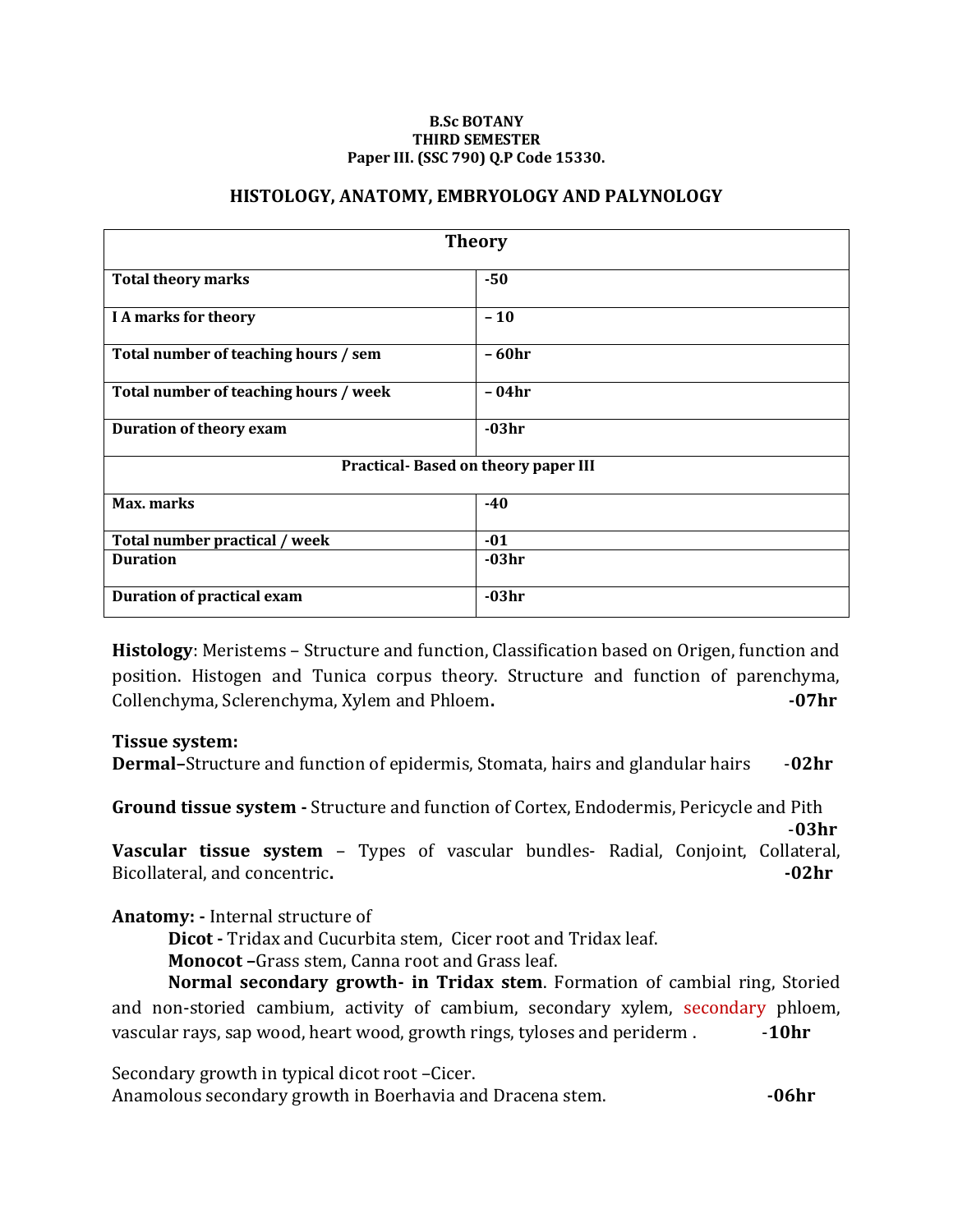**B.Sc BOTANY**
**THIRD SEMESTER**
**Paper III. (SSC 790) Q.P Code 15330.**

## HISTOLOGY, ANATOMY, EMBRYOLOGY AND PALYNOLOGY

| **Theory** | |
|---|---|
| **Total theory marks** | **-50** |
| **I A marks for theory** | **– 10** |
| **Total number of teaching hours / sem** | **– 60hr** |
| **Total number of teaching hours / week** | **– 04hr** |
| **Duration of theory exam** | **-03hr** |
| **Practical- Based on theory paper III** | |
| **Max. marks** | **-40** |
| **Total number practical / week** | **-01** |
| **Duration** | **-03hr** |
| **Duration of practical exam** | **-03hr** |

**Histology**: Meristems – Structure and function, Classification based on Origen, function and position. Histogen and Tunica corpus theory. Structure and function of parenchyma, Collenchyma, Sclerenchyma, Xylem and Phloem**.** **-07hr**

**Tissue system:**

**Dermal–**Structure and function of epidermis, Stomata, hairs and glandular hairs -**02hr**

**Ground tissue system -** Structure and function of Cortex, Endodermis, Pericycle and Pith -**03hr**

**Vascular tissue system** – Types of vascular bundles- Radial, Conjoint, Collateral, Bicollateral, and concentric**.** **-02hr**

**Anatomy: -** Internal structure of

**Dicot -** Tridax and Cucurbita stem, Cicer root and Tridax leaf.

**Monocot –**Grass stem, Canna root and Grass leaf.

**Normal secondary growth- in Tridax stem**. Formation of cambial ring, Storied and non-storied cambium, activity of cambium, secondary xylem, secondary phloem, vascular rays, sap wood, heart wood, growth rings, tyloses and periderm . -**10hr**

Secondary growth in typical dicot root –Cicer.
Anamolous secondary growth in Boerhavia and Dracena stem. **-06hr**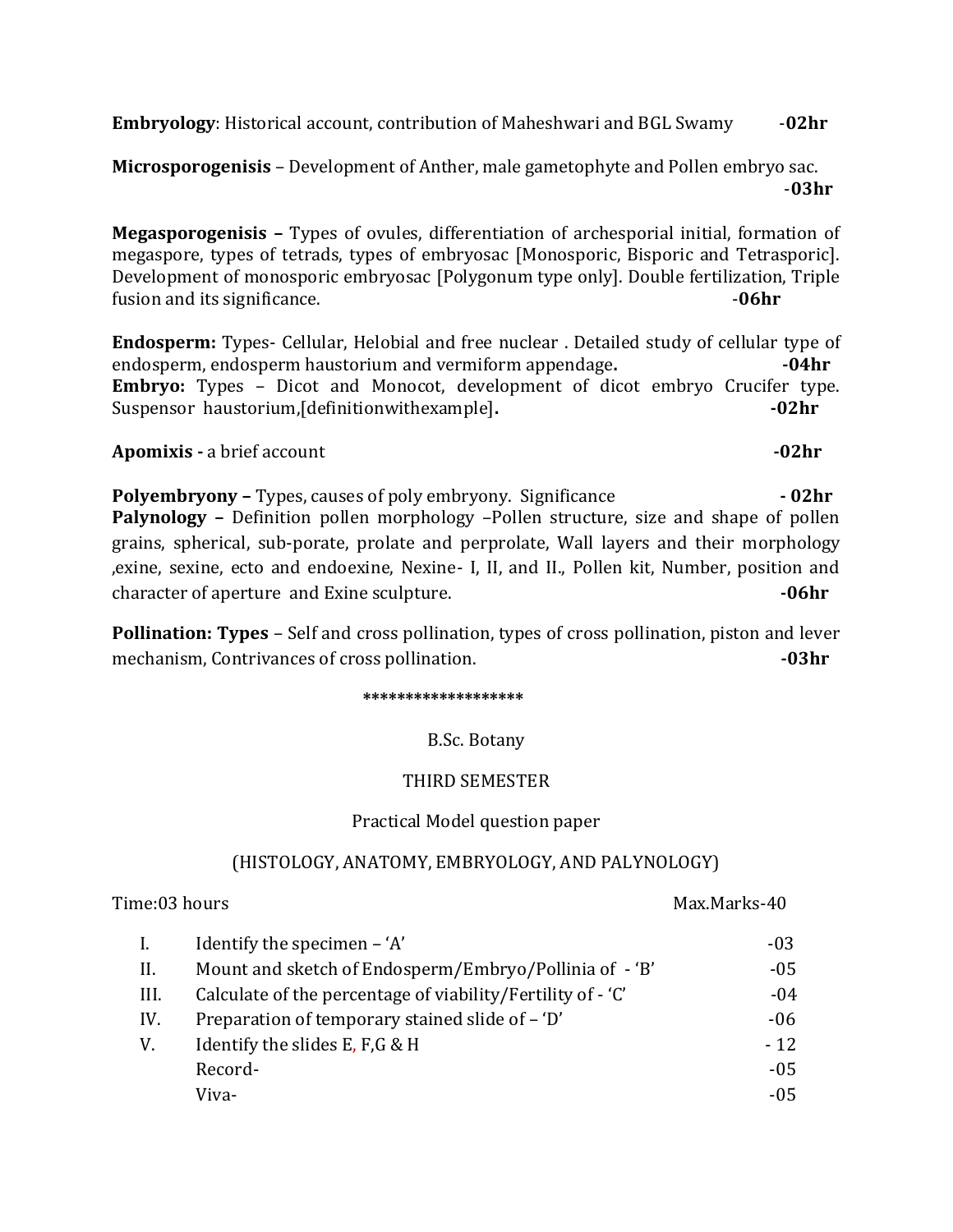**Embryology**: Historical account, contribution of Maheshwari and BGL Swamy -**02hr**

**Microsporogenisis** – Development of Anther, male gametophyte and Pollen embryo sac. -**03hr**

**Megasporogenisis –** Types of ovules, differentiation of archesporial initial, formation of megaspore, types of tetrads, types of embryosac [Monosporic, Bisporic and Tetrasporic]. Development of monosporic embryosac [Polygonum type only]. Double fertilization, Triple fusion and its significance. -**06hr**

**Endosperm:** Types- Cellular, Helobial and free nuclear . Detailed study of cellular type of endosperm, endosperm haustorium and vermiform appendage**.** **-04hr**

**Embryo:** Types – Dicot and Monocot, development of dicot embryo Crucifer type. Suspensor haustorium,[definitionwithexample]**.** **-02hr**

**Apomixis -** a brief account **-02hr**

**Polyembryony –** Types, causes of poly embryony. Significance **- 02hr**

**Palynology –** Definition pollen morphology –Pollen structure, size and shape of pollen grains, spherical, sub-porate, prolate and perprolate, Wall layers and their morphology ,exine, sexine, ecto and endoexine, Nexine- I, II, and II., Pollen kit, Number, position and character of aperture and Exine sculpture. **-06hr**

**Pollination: Types** – Self and cross pollination, types of cross pollination, piston and lever mechanism, Contrivances of cross pollination. **-03hr**

*******************

B.Sc. Botany

THIRD SEMESTER

Practical Model question paper

(HISTOLOGY, ANATOMY, EMBRYOLOGY, AND PALYNOLOGY)

Time:03 hours Max.Marks-40

| | | |
|---|---|---|
| I. | Identify the specimen – 'A' | -03 |
| II. | Mount and sketch of Endosperm/Embryo/Pollinia of - 'B' | -05 |
| III. | Calculate of the percentage of viability/Fertility of - 'C' | -04 |
| IV. | Preparation of temporary stained slide of – 'D' | -06 |
| V. | Identify the slides E, F,G & H | - 12 |
| | Record- | -05 |
| | Viva- | -05 |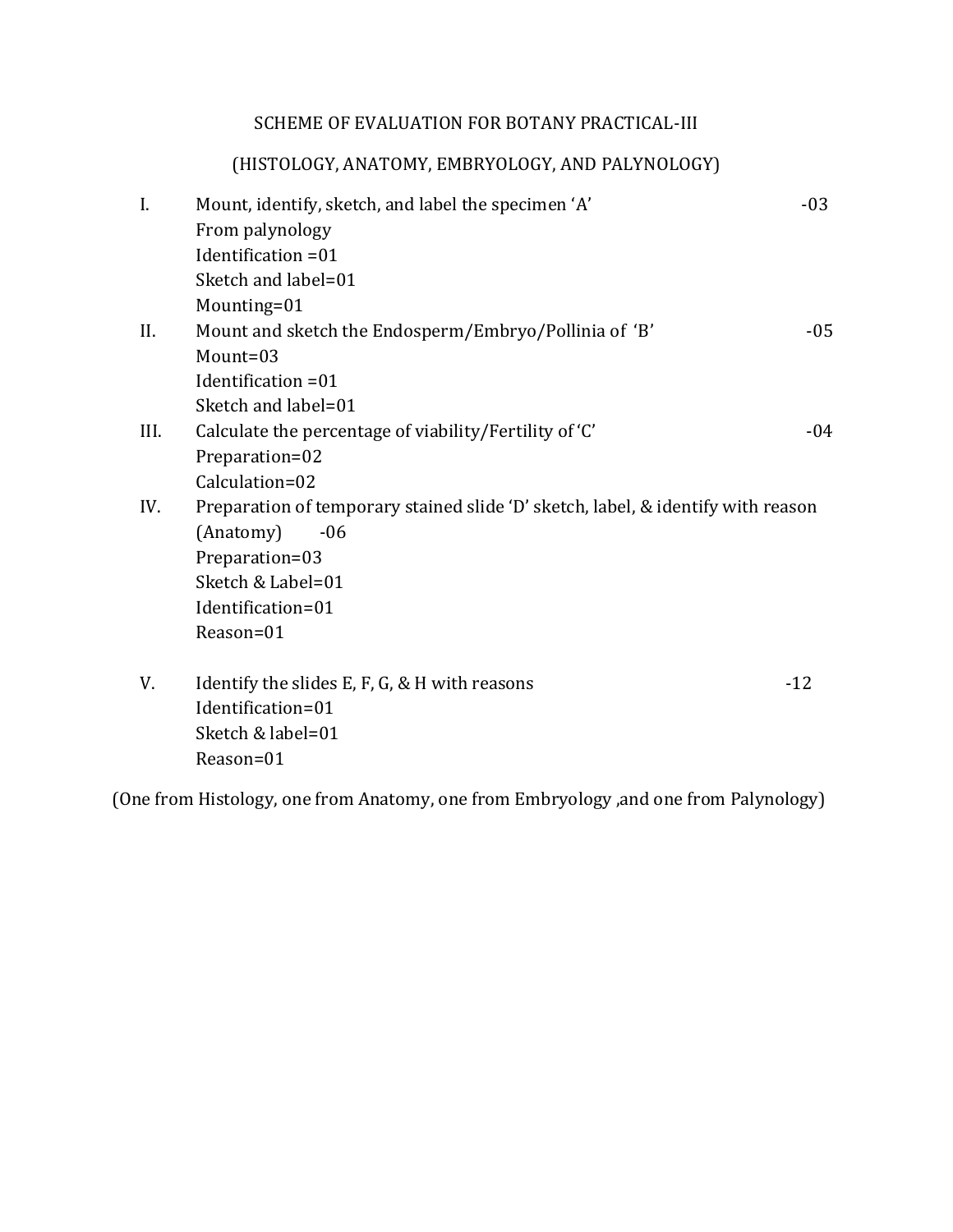SCHEME OF EVALUATION FOR BOTANY PRACTICAL-III

(HISTOLOGY, ANATOMY, EMBRYOLOGY, AND PALYNOLOGY)

I. Mount, identify, sketch, and label the specimen 'A' -03
   From palynology
   Identification =01
   Sketch and label=01
   Mounting=01

II. Mount and sketch the Endosperm/Embryo/Pollinia of 'B' -05
   Mount=03
   Identification =01
   Sketch and label=01

III. Calculate the percentage of viability/Fertility of 'C' -04
   Preparation=02
   Calculation=02

IV. Preparation of temporary stained slide 'D' sketch, label, & identify with reason (Anatomy) -06
   Preparation=03
   Sketch & Label=01
   Identification=01
   Reason=01

V. Identify the slides E, F, G, & H with reasons -12
   Identification=01
   Sketch & label=01
   Reason=01

(One from Histology, one from Anatomy, one from Embryology ,and one from Palynology)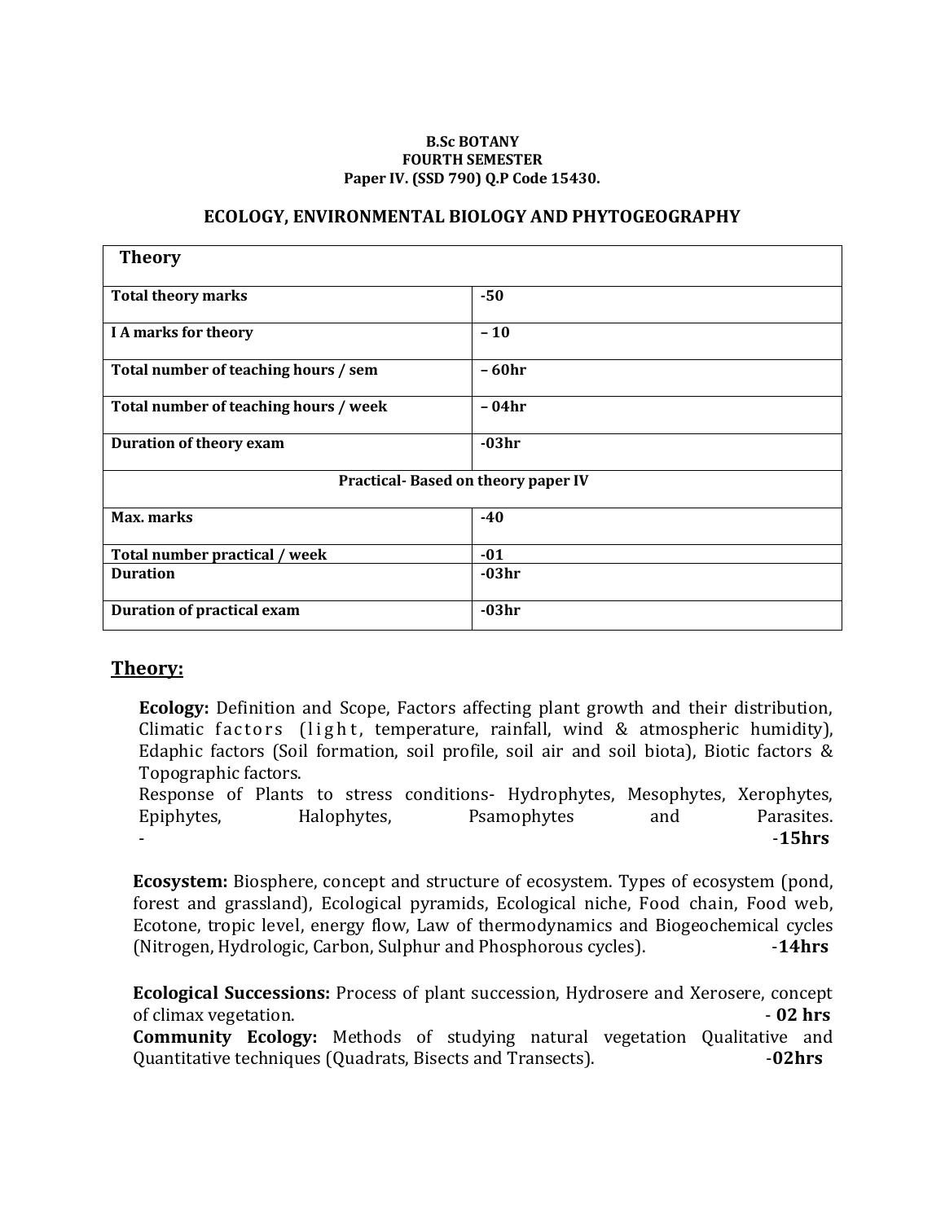**B.Sc BOTANY**
**FOURTH SEMESTER**
**Paper IV. (SSD 790) Q.P Code 15430.**

## ECOLOGY, ENVIRONMENTAL BIOLOGY AND PHYTOGEOGRAPHY

| **Theory** | |
|---|---|
| **Total theory marks** | **-50** |
| **I A marks for theory** | **– 10** |
| **Total number of teaching hours / sem** | **– 60hr** |
| **Total number of teaching hours / week** | **– 04hr** |
| **Duration of theory exam** | **-03hr** |
| **Practical- Based on theory paper IV** | |
| **Max. marks** | **-40** |
| **Total number practical / week** | **-01** |
| **Duration** | **-03hr** |
| **Duration of practical exam** | **-03hr** |

## Theory:

**Ecology:** Definition and Scope, Factors affecting plant growth and their distribution, Climatic factors (light, temperature, rainfall, wind & atmospheric humidity), Edaphic factors (Soil formation, soil profile, soil air and soil biota), Biotic factors & Topographic factors.
Response of Plants to stress conditions- Hydrophytes, Mesophytes, Xerophytes, Epiphytes, Halophytes, Psamophytes and Parasites.
- -**15hrs**

**Ecosystem:** Biosphere, concept and structure of ecosystem. Types of ecosystem (pond, forest and grassland), Ecological pyramids, Ecological niche, Food chain, Food web, Ecotone, tropic level, energy flow, Law of thermodynamics and Biogeochemical cycles (Nitrogen, Hydrologic, Carbon, Sulphur and Phosphorous cycles). -**14hrs**

**Ecological Successions:** Process of plant succession, Hydrosere and Xerosere, concept of climax vegetation. - **02 hrs**
**Community Ecology:** Methods of studying natural vegetation Qualitative and Quantitative techniques (Quadrats, Bisects and Transects). -**02hrs**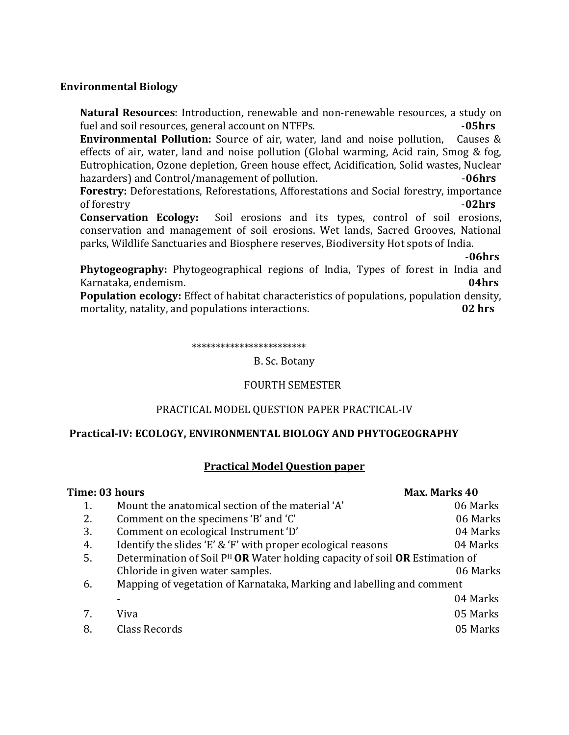**Environmental Biology**

**Natural Resources**: Introduction, renewable and non-renewable resources, a study on fuel and soil resources, general account on NTFPs. **-05hrs**

**Environmental Pollution:** Source of air, water, land and noise pollution, Causes & effects of air, water, land and noise pollution (Global warming, Acid rain, Smog & fog, Eutrophication, Ozone depletion, Green house effect, Acidification, Solid wastes, Nuclear hazarders) and Control/management of pollution. **-06hrs**

**Forestry:** Deforestations, Reforestations, Afforestations and Social forestry, importance of forestry **-02hrs**

**Conservation Ecology:** Soil erosions and its types, control of soil erosions, conservation and management of soil erosions. Wet lands, Sacred Grooves, National parks, Wildlife Sanctuaries and Biosphere reserves, Biodiversity Hot spots of India. **-06hrs**

**Phytogeography:** Phytogeographical regions of India, Types of forest in India and Karnataka, endemism. **04hrs**

**Population ecology:** Effect of habitat characteristics of populations, population density, mortality, natality, and populations interactions. **02 hrs**

************************

B. Sc. Botany

FOURTH SEMESTER

PRACTICAL MODEL QUESTION PAPER PRACTICAL-IV

**Practical-IV: ECOLOGY, ENVIRONMENTAL BIOLOGY AND PHYTOGEOGRAPHY**

**Practical Model Question paper**

**Time: 03 hours** **Max. Marks 40**

| No. | Question | Marks |
|---|---|---|
| 1. | Mount the anatomical section of the material 'A' | 06 Marks |
| 2. | Comment on the specimens 'B' and 'C' | 06 Marks |
| 3. | Comment on ecological Instrument 'D' | 04 Marks |
| 4. | Identify the slides 'E' & 'F' with proper ecological reasons | 04 Marks |
| 5. | Determination of Soil $P^H$ **OR** Water holding capacity of soil **OR** Estimation of Chloride in given water samples. | 06 Marks |
| 6. | Mapping of vegetation of Karnataka, Marking and labelling and comment - | 04 Marks |
| 7. | Viva | 05 Marks |
| 8. | Class Records | 05 Marks |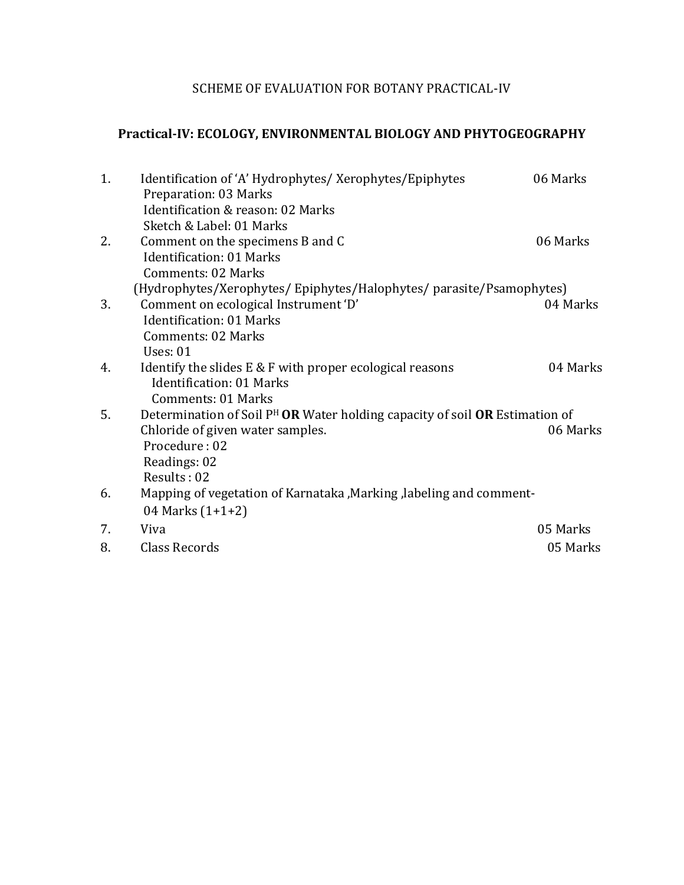# SCHEME OF EVALUATION FOR BOTANY PRACTICAL-IV

## Practical-IV: ECOLOGY, ENVIRONMENTAL BIOLOGY AND PHYTOGEOGRAPHY

1. Identification of ‘A’ Hydrophytes/ Xerophytes/Epiphytes — 06 Marks
   Preparation: 03 Marks
   Identification & reason: 02 Marks
   Sketch & Label: 01 Marks
2. Comment on the specimens B and C — 06 Marks
   Identification: 01 Marks
   Comments: 02 Marks
   (Hydrophytes/Xerophytes/ Epiphytes/Halophytes/ parasite/Psamophytes)
3. Comment on ecological Instrument ‘D’ — 04 Marks
   Identification: 01 Marks
   Comments: 02 Marks
   Uses: 01
4. Identify the slides E & F with proper ecological reasons — 04 Marks
   Identification: 01 Marks
   Comments: 01 Marks
5. Determination of Soil $P^{H}$ **OR** Water holding capacity of soil **OR** Estimation of Chloride of given water samples. — 06 Marks
   Procedure : 02
   Readings: 02
   Results : 02
6. Mapping of vegetation of Karnataka ,Marking ,labeling and comment-
   04 Marks (1+1+2)
7. Viva — 05 Marks
8. Class Records — 05 Marks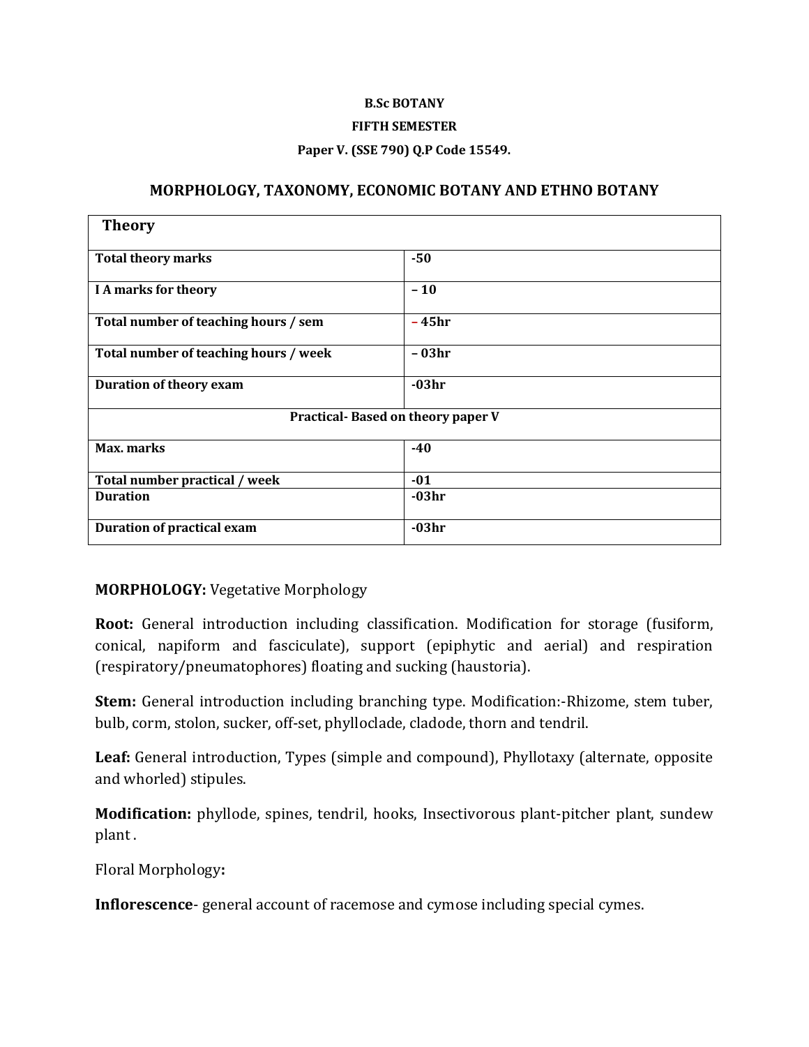**B.Sc BOTANY**

**FIFTH SEMESTER**

**Paper V. (SSE 790) Q.P Code 15549.**

## MORPHOLOGY, TAXONOMY, ECONOMIC BOTANY AND ETHNO BOTANY

| **Theory** | |
|---|---|
| **Total theory marks** | **-50** |
| **I A marks for theory** | **– 10** |
| **Total number of teaching hours / sem** | **– 45hr** |
| **Total number of teaching hours / week** | **– 03hr** |
| **Duration of theory exam** | **-03hr** |
| **Practical- Based on theory paper V** | |
| **Max. marks** | **-40** |
| **Total number practical / week** | **-01** |
| **Duration** | **-03hr** |
| **Duration of practical exam** | **-03hr** |

**MORPHOLOGY:** Vegetative Morphology

**Root:** General introduction including classification. Modification for storage (fusiform, conical, napiform and fasciculate), support (epiphytic and aerial) and respiration (respiratory/pneumatophores) floating and sucking (haustoria).

**Stem:** General introduction including branching type. Modification:-Rhizome, stem tuber, bulb, corm, stolon, sucker, off-set, phylloclade, cladode, thorn and tendril.

**Leaf:** General introduction, Types (simple and compound), Phyllotaxy (alternate, opposite and whorled) stipules.

**Modification:** phyllode, spines, tendril, hooks, Insectivorous plant-pitcher plant, sundew plant .

Floral Morphology**:**

**Inflorescence**- general account of racemose and cymose including special cymes.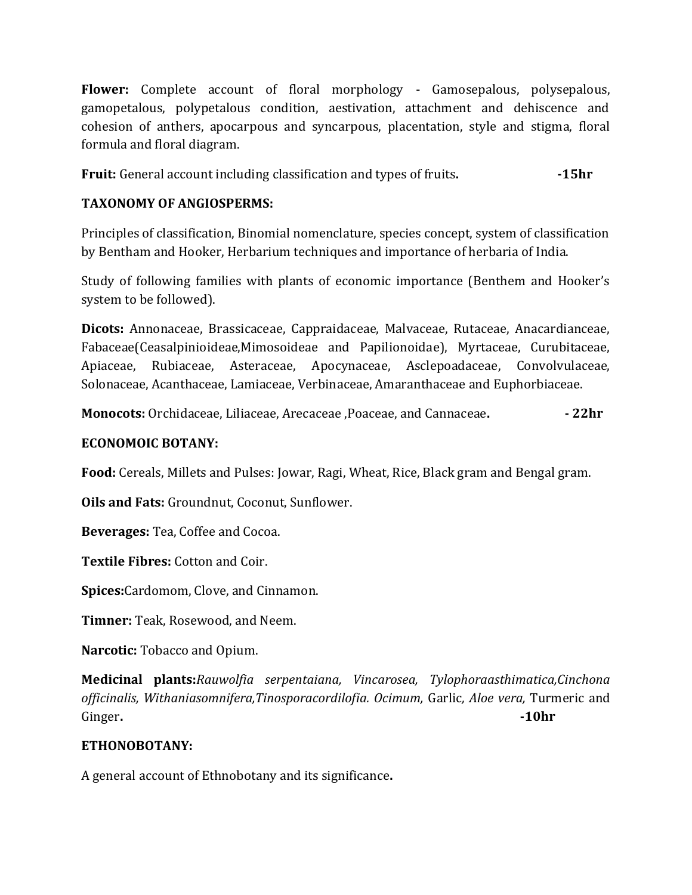**Flower:** Complete account of floral morphology - Gamosepalous, polysepalous, gamopetalous, polypetalous condition, aestivation, attachment and dehiscence and cohesion of anthers, apocarpous and syncarpous, placentation, style and stigma, floral formula and floral diagram.

**Fruit:** General account including classification and types of fruits**.** **-15hr**

**TAXONOMY OF ANGIOSPERMS:**

Principles of classification, Binomial nomenclature, species concept, system of classification by Bentham and Hooker, Herbarium techniques and importance of herbaria of India.

Study of following families with plants of economic importance (Benthem and Hooker's system to be followed).

**Dicots:** Annonaceae, Brassicaceae, Cappraidaceae, Malvaceae, Rutaceae, Anacardianceae, Fabaceae(Ceasalpinioideae,Mimosoideae and Papilionoidae), Myrtaceae, Curubitaceae, Apiaceae, Rubiaceae, Asteraceae, Apocynaceae, Asclepoadaceae, Convolvulaceae, Solonaceae, Acanthaceae, Lamiaceae, Verbinaceae, Amaranthaceae and Euphorbiaceae.

**Monocots:** Orchidaceae, Liliaceae, Arecaceae ,Poaceae, and Cannaceae**.** **- 22hr**

**ECONOMOIC BOTANY:**

**Food:** Cereals, Millets and Pulses: Jowar, Ragi, Wheat, Rice, Black gram and Bengal gram.

**Oils and Fats:** Groundnut, Coconut, Sunflower.

**Beverages:** Tea, Coffee and Cocoa.

**Textile Fibres:** Cotton and Coir.

**Spices:**Cardomom, Clove, and Cinnamon.

**Timner:** Teak, Rosewood, and Neem.

**Narcotic:** Tobacco and Opium.

**Medicinal plants:***Rauwolfia serpentaiana, Vincarosea, Tylophoraasthimatica,Cinchona officinalis, Withaniasomnifera,Tinosporacordilofia. Ocimum,* Garlic*, Aloe vera,* Turmeric and Ginger**.** **-10hr**

**ETHONOBOTANY:**

A general account of Ethnobotany and its significance**.**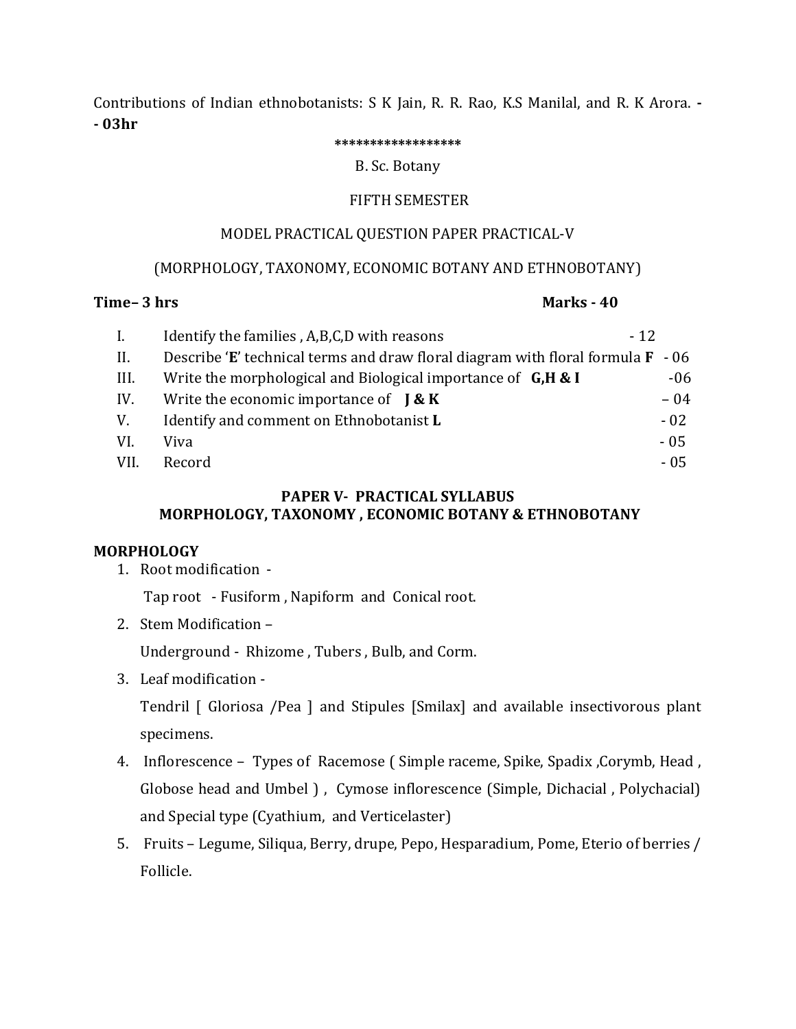Contributions of Indian ethnobotanists: S K Jain, R. R. Rao, K.S Manilal, and R. K Arora. **-- 03hr**

******************

B. Sc. Botany

FIFTH SEMESTER

MODEL PRACTICAL QUESTION PAPER PRACTICAL-V

(MORPHOLOGY, TAXONOMY, ECONOMIC BOTANY AND ETHNOBOTANY)

**Time– 3 hrs** **Marks - 40**

| | | |
|---|---|---|
| I. | Identify the families , A,B,C,D with reasons | - 12 |
| II. | Describe '**E**' technical terms and draw floral diagram with floral formula **F** | - 06 |
| III. | Write the morphological and Biological importance of **G,H & I** | -06 |
| IV. | Write the economic importance of **J & K** | – 04 |
| V. | Identify and comment on Ethnobotanist **L** | - 02 |
| VI. | Viva | - 05 |
| VII. | Record | - 05 |

**PAPER V- PRACTICAL SYLLABUS**
**MORPHOLOGY, TAXONOMY , ECONOMIC BOTANY & ETHNOBOTANY**

**MORPHOLOGY**

1. Root modification -

   Tap root - Fusiform , Napiform and Conical root.

2. Stem Modification –

   Underground - Rhizome , Tubers , Bulb, and Corm.

3. Leaf modification -

   Tendril [ Gloriosa /Pea ] and Stipules [Smilax] and available insectivorous plant specimens.

4. Inflorescence – Types of Racemose ( Simple raceme, Spike, Spadix ,Corymb, Head , Globose head and Umbel ) , Cymose inflorescence (Simple, Dichacial , Polychacial) and Special type (Cyathium, and Verticelaster)

5. Fruits – Legume, Siliqua, Berry, drupe, Pepo, Hesparadium, Pome, Eterio of berries / Follicle.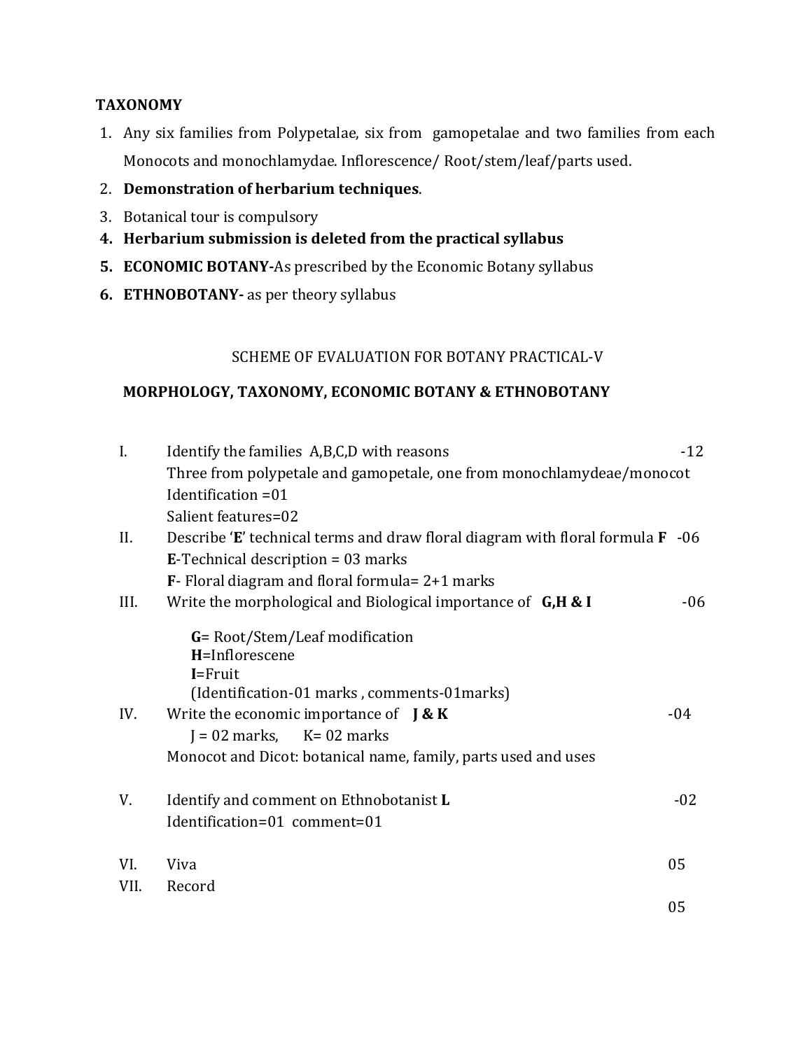**TAXONOMY**

1. Any six families from Polypetalae, six from gamopetalae and two families from each Monocots and monochlamydae. Inflorescence/ Root/stem/leaf/parts used.
2. **Demonstration of herbarium techniques**.
3. Botanical tour is compulsory
4. **Herbarium submission is deleted from the practical syllabus**
5. **ECONOMIC BOTANY-**As prescribed by the Economic Botany syllabus
6. **ETHNOBOTANY-** as per theory syllabus

SCHEME OF EVALUATION FOR BOTANY PRACTICAL-V

**MORPHOLOGY, TAXONOMY, ECONOMIC BOTANY & ETHNOBOTANY**

I. Identify the families A,B,C,D with reasons -12

Three from polypetale and gamopetale, one from monochlamydeae/monocot

Identification =01

Salient features=02

II. Describe '**E**' technical terms and draw floral diagram with floral formula **F** -06

**E**-Technical description = 03 marks

**F**- Floral diagram and floral formula= 2+1 marks

III. Write the morphological and Biological importance of **G,H & I** -06

**G**= Root/Stem/Leaf modification

**H**=Inflorescene

**I**=Fruit

(Identification-01 marks , comments-01marks)

IV. Write the economic importance of **J & K** -04

J = 02 marks, K= 02 marks

Monocot and Dicot: botanical name, family, parts used and uses

V. Identify and comment on Ethnobotanist **L** -02

Identification=01 comment=01

VI. Viva 05

VII. Record 05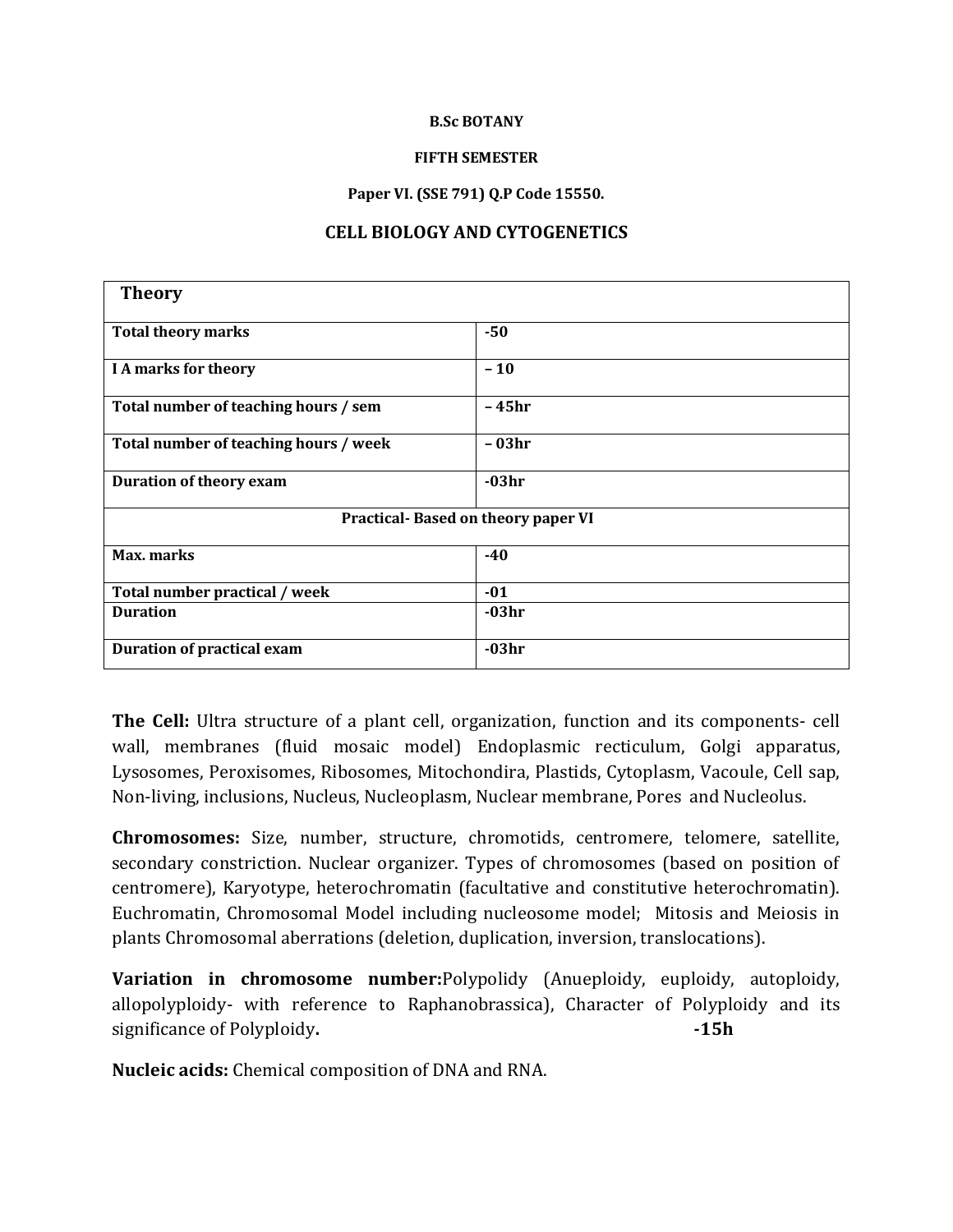**B.Sc BOTANY**

**FIFTH SEMESTER**

**Paper VI. (SSE 791) Q.P Code 15550.**

## CELL BIOLOGY AND CYTOGENETICS

| **Theory** | |
|---|---|
| **Total theory marks** | **-50** |
| **I A marks for theory** | **– 10** |
| **Total number of teaching hours / sem** | **– 45hr** |
| **Total number of teaching hours / week** | **– 03hr** |
| **Duration of theory exam** | **-03hr** |
| **Practical- Based on theory paper VI** | |
| **Max. marks** | **-40** |
| **Total number practical / week** | **-01** |
| **Duration** | **-03hr** |
| **Duration of practical exam** | **-03hr** |

**The Cell:** Ultra structure of a plant cell, organization, function and its components- cell wall, membranes (fluid mosaic model) Endoplasmic recticulum, Golgi apparatus, Lysosomes, Peroxisomes, Ribosomes, Mitochondira, Plastids, Cytoplasm, Vacoule, Cell sap, Non-living, inclusions, Nucleus, Nucleoplasm, Nuclear membrane, Pores and Nucleolus.

**Chromosomes:** Size, number, structure, chromotids, centromere, telomere, satellite, secondary constriction. Nuclear organizer. Types of chromosomes (based on position of centromere), Karyotype, heterochromatin (facultative and constitutive heterochromatin). Euchromatin, Chromosomal Model including nucleosome model; Mitosis and Meiosis in plants Chromosomal aberrations (deletion, duplication, inversion, translocations).

**Variation in chromosome number:**Polypolidy (Anueploidy, euploidy, autoploidy, allopolyploidy- with reference to Raphanobrassica), Character of Polyploidy and its significance of Polyploidy**.** **-15h**

**Nucleic acids:** Chemical composition of DNA and RNA.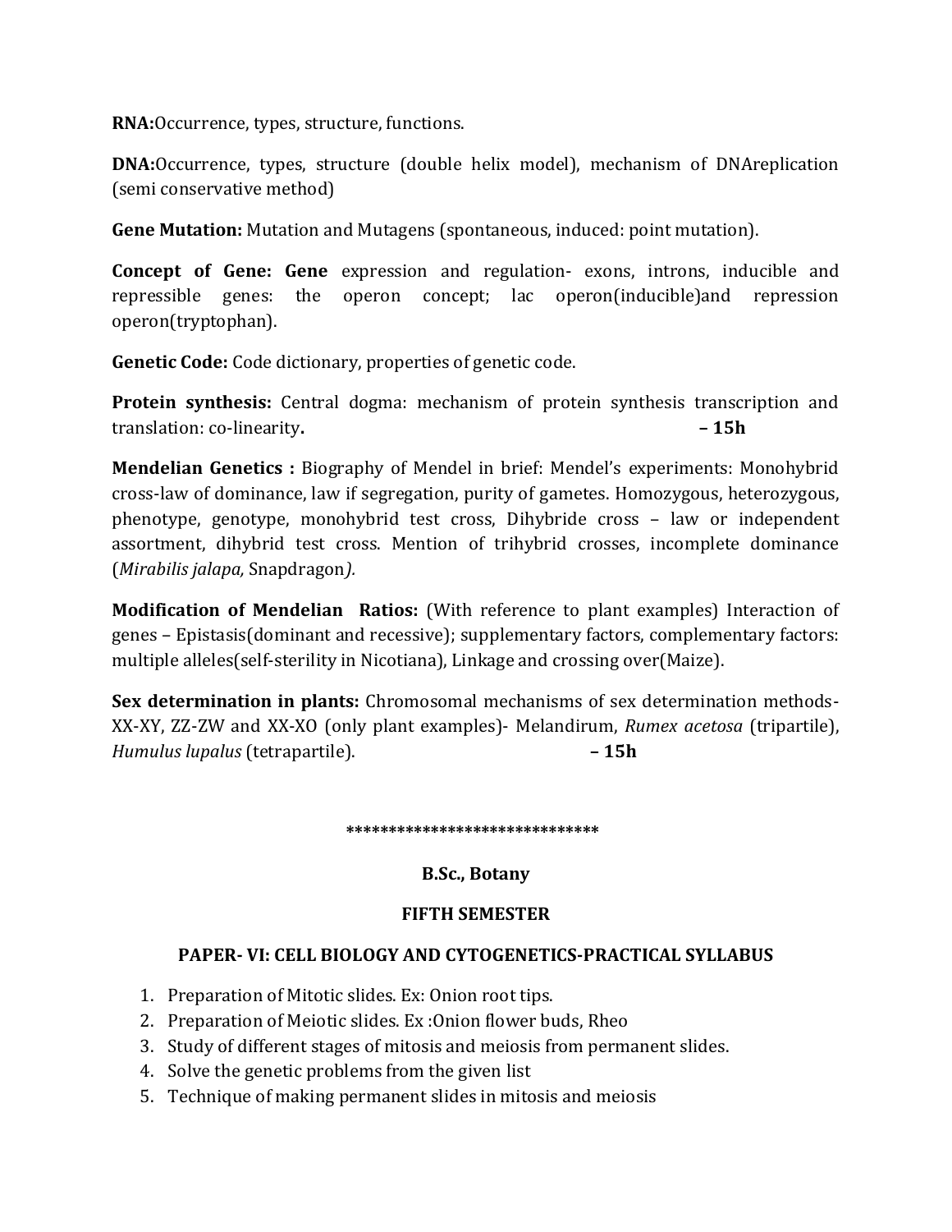**RNA:**Occurrence, types, structure, functions.

**DNA:**Occurrence, types, structure (double helix model), mechanism of DNAreplication (semi conservative method)

**Gene Mutation:** Mutation and Mutagens (spontaneous, induced: point mutation).

**Concept of Gene: Gene** expression and regulation- exons, introns, inducible and repressible genes: the operon concept; lac operon(inducible)and repression operon(tryptophan).

**Genetic Code:** Code dictionary, properties of genetic code.

**Protein synthesis:** Central dogma: mechanism of protein synthesis transcription and translation: co-linearity**.** **– 15h**

**Mendelian Genetics :** Biography of Mendel in brief: Mendel's experiments: Monohybrid cross-law of dominance, law if segregation, purity of gametes. Homozygous, heterozygous, phenotype, genotype, monohybrid test cross, Dihybride cross – law or independent assortment, dihybrid test cross. Mention of trihybrid crosses, incomplete dominance (*Mirabilis jalapa,* Snapdragon*).*

**Modification of Mendelian Ratios:** (With reference to plant examples) Interaction of genes – Epistasis(dominant and recessive); supplementary factors, complementary factors: multiple alleles(self-sterility in Nicotiana), Linkage and crossing over(Maize).

**Sex determination in plants:** Chromosomal mechanisms of sex determination methods- XX-XY, ZZ-ZW and XX-XO (only plant examples)- Melandirum, *Rumex acetosa* (tripartile), *Humulus lupalus* (tetrapartile). **– 15h**

******************************

**B.Sc., Botany**

**FIFTH SEMESTER**

## PAPER- VI: CELL BIOLOGY AND CYTOGENETICS-PRACTICAL SYLLABUS

1. Preparation of Mitotic slides. Ex: Onion root tips.
2. Preparation of Meiotic slides. Ex :Onion flower buds, Rheo
3. Study of different stages of mitosis and meiosis from permanent slides.
4. Solve the genetic problems from the given list
5. Technique of making permanent slides in mitosis and meiosis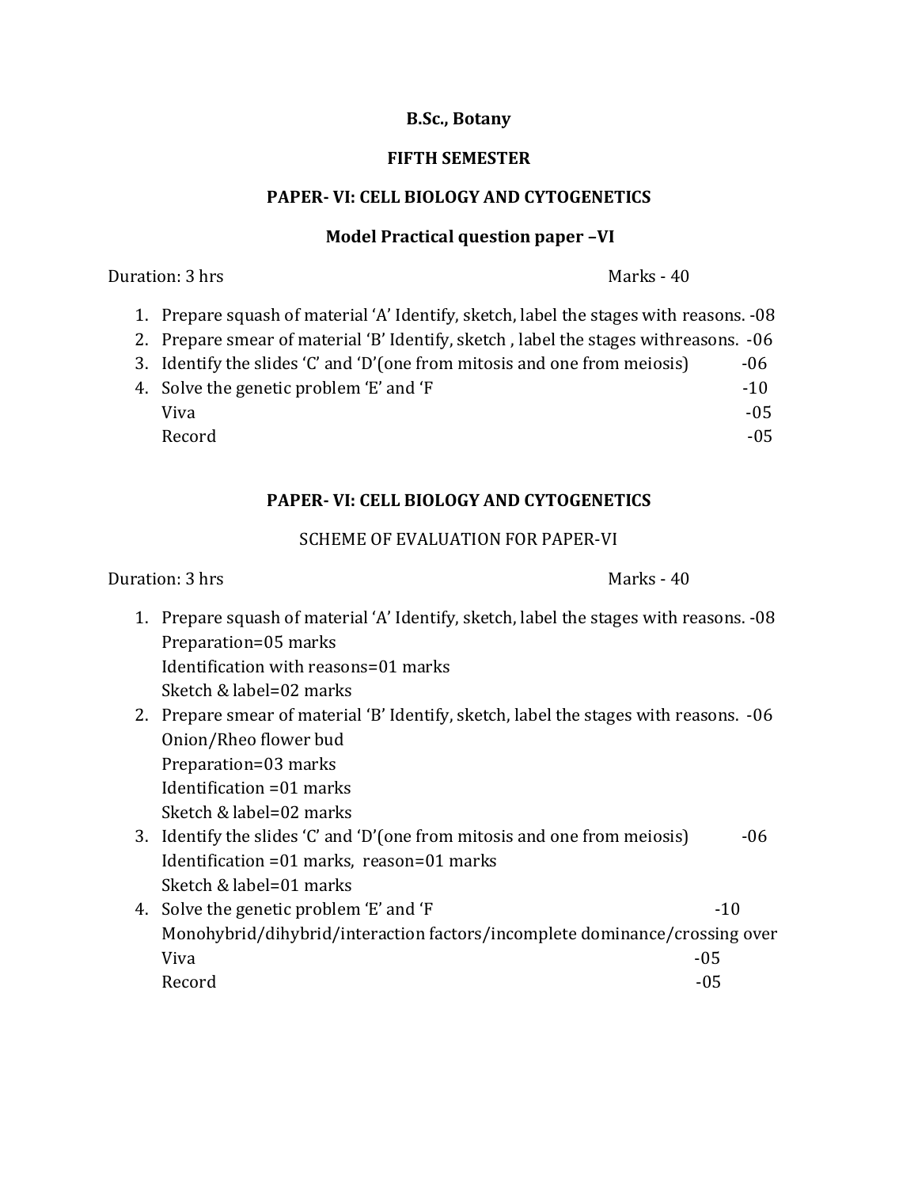**B.Sc., Botany**

**FIFTH SEMESTER**

**PAPER- VI: CELL BIOLOGY AND CYTOGENETICS**

**Model Practical question paper –VI**

Duration: 3 hrs Marks - 40

1. Prepare squash of material ‘A’ Identify, sketch, label the stages with reasons. -08
2. Prepare smear of material ‘B’ Identify, sketch , label the stages withreasons. -06
3. Identify the slides ‘C’ and ‘D’(one from mitosis and one from meiosis) -06
4. Solve the genetic problem ‘E’ and ‘F -10

   Viva -05

   Record -05

**PAPER- VI: CELL BIOLOGY AND CYTOGENETICS**

SCHEME OF EVALUATION FOR PAPER-VI

Duration: 3 hrs Marks - 40

1. Prepare squash of material ‘A’ Identify, sketch, label the stages with reasons. -08
   Preparation=05 marks
   Identification with reasons=01 marks
   Sketch & label=02 marks
2. Prepare smear of material ‘B’ Identify, sketch, label the stages with reasons. -06
   Onion/Rheo flower bud
   Preparation=03 marks
   Identification =01 marks
   Sketch & label=02 marks
3. Identify the slides ‘C’ and ‘D’(one from mitosis and one from meiosis) -06
   Identification =01 marks, reason=01 marks
   Sketch & label=01 marks
4. Solve the genetic problem ‘E’ and ‘F -10
   Monohybrid/dihybrid/interaction factors/incomplete dominance/crossing over

   Viva -05

   Record -05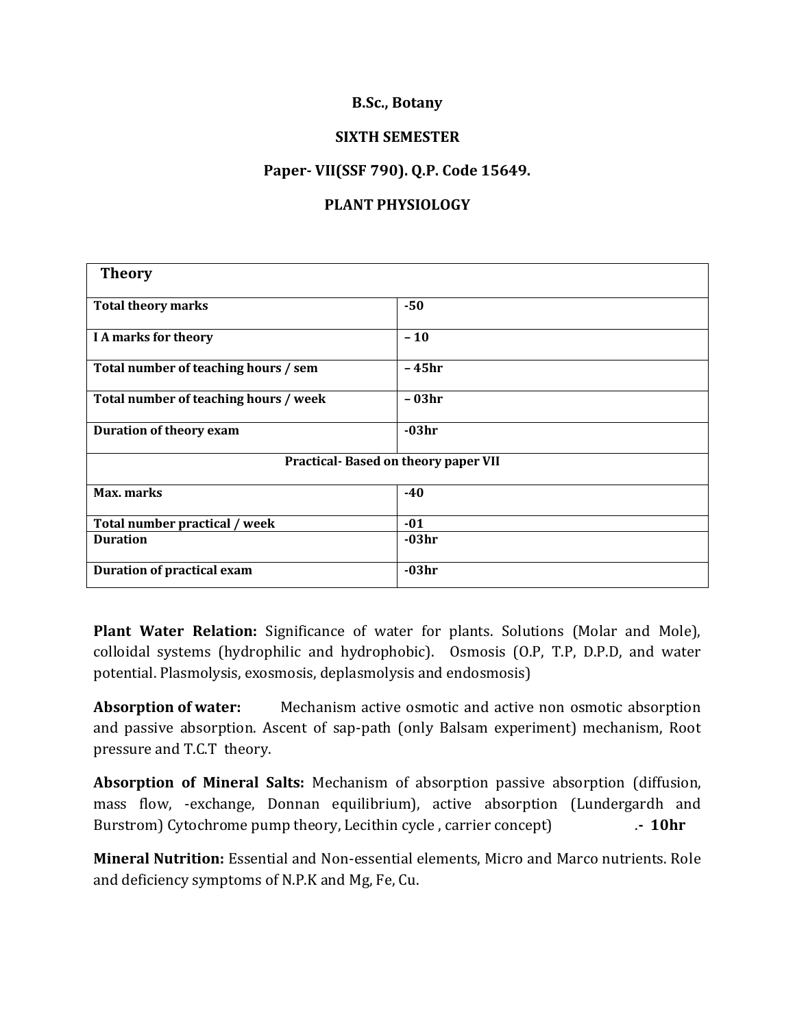**B.Sc., Botany**

**SIXTH SEMESTER**

**Paper- VII(SSF 790). Q.P. Code 15649.**

**PLANT PHYSIOLOGY**

| **Theory** | |
|---|---|
| **Total theory marks** | **-50** |
| **I A marks for theory** | **– 10** |
| **Total number of teaching hours / sem** | **– 45hr** |
| **Total number of teaching hours / week** | **– 03hr** |
| **Duration of theory exam** | **-03hr** |
| **Practical- Based on theory paper VII** | |
| **Max. marks** | **-40** |
| **Total number practical / week** | **-01** |
| **Duration** | **-03hr** |
| **Duration of practical exam** | **-03hr** |

**Plant Water Relation:** Significance of water for plants. Solutions (Molar and Mole), colloidal systems (hydrophilic and hydrophobic). Osmosis (O.P, T.P, D.P.D, and water potential. Plasmolysis, exosmosis, deplasmolysis and endosmosis)

**Absorption of water:** Mechanism active osmotic and active non osmotic absorption and passive absorption. Ascent of sap-path (only Balsam experiment) mechanism, Root pressure and T.C.T theory.

**Absorption of Mineral Salts:** Mechanism of absorption passive absorption (diffusion, mass flow, -exchange, Donnan equilibrium), active absorption (Lundergardh and Burstrom) Cytochrome pump theory, Lecithin cycle , carrier concept) **.- 10hr**

**Mineral Nutrition:** Essential and Non-essential elements, Micro and Marco nutrients. Role and deficiency symptoms of N.P.K and Mg, Fe, Cu.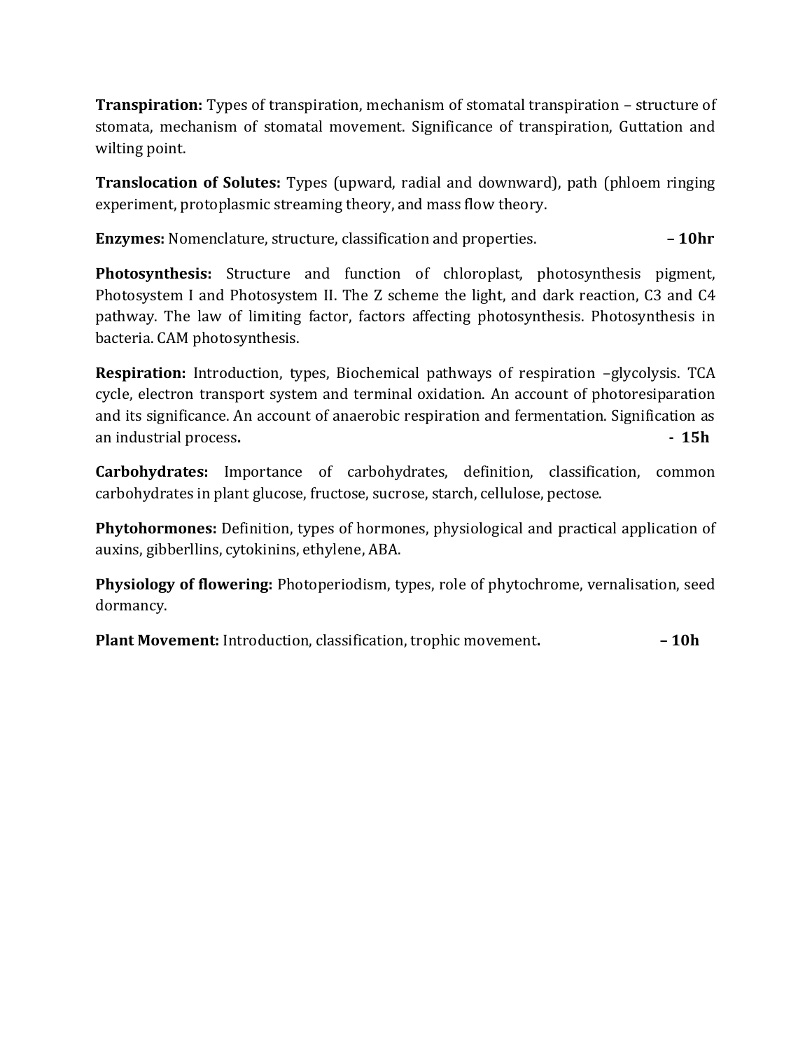**Transpiration:** Types of transpiration, mechanism of stomatal transpiration – structure of stomata, mechanism of stomatal movement. Significance of transpiration, Guttation and wilting point.

**Translocation of Solutes:** Types (upward, radial and downward), path (phloem ringing experiment, protoplasmic streaming theory, and mass flow theory.

**Enzymes:** Nomenclature, structure, classification and properties. **– 10hr**

**Photosynthesis:** Structure and function of chloroplast, photosynthesis pigment, Photosystem I and Photosystem II. The Z scheme the light, and dark reaction, C3 and C4 pathway. The law of limiting factor, factors affecting photosynthesis. Photosynthesis in bacteria. CAM photosynthesis.

**Respiration:** Introduction, types, Biochemical pathways of respiration –glycolysis. TCA cycle, electron transport system and terminal oxidation. An account of photoresiparation and its significance. An account of anaerobic respiration and fermentation. Signification as an industrial process**.** **- 15h**

**Carbohydrates:** Importance of carbohydrates, definition, classification, common carbohydrates in plant glucose, fructose, sucrose, starch, cellulose, pectose.

**Phytohormones:** Definition, types of hormones, physiological and practical application of auxins, gibberllins, cytokinins, ethylene, ABA.

**Physiology of flowering:** Photoperiodism, types, role of phytochrome, vernalisation, seed dormancy.

**Plant Movement:** Introduction, classification, trophic movement**.** **– 10h**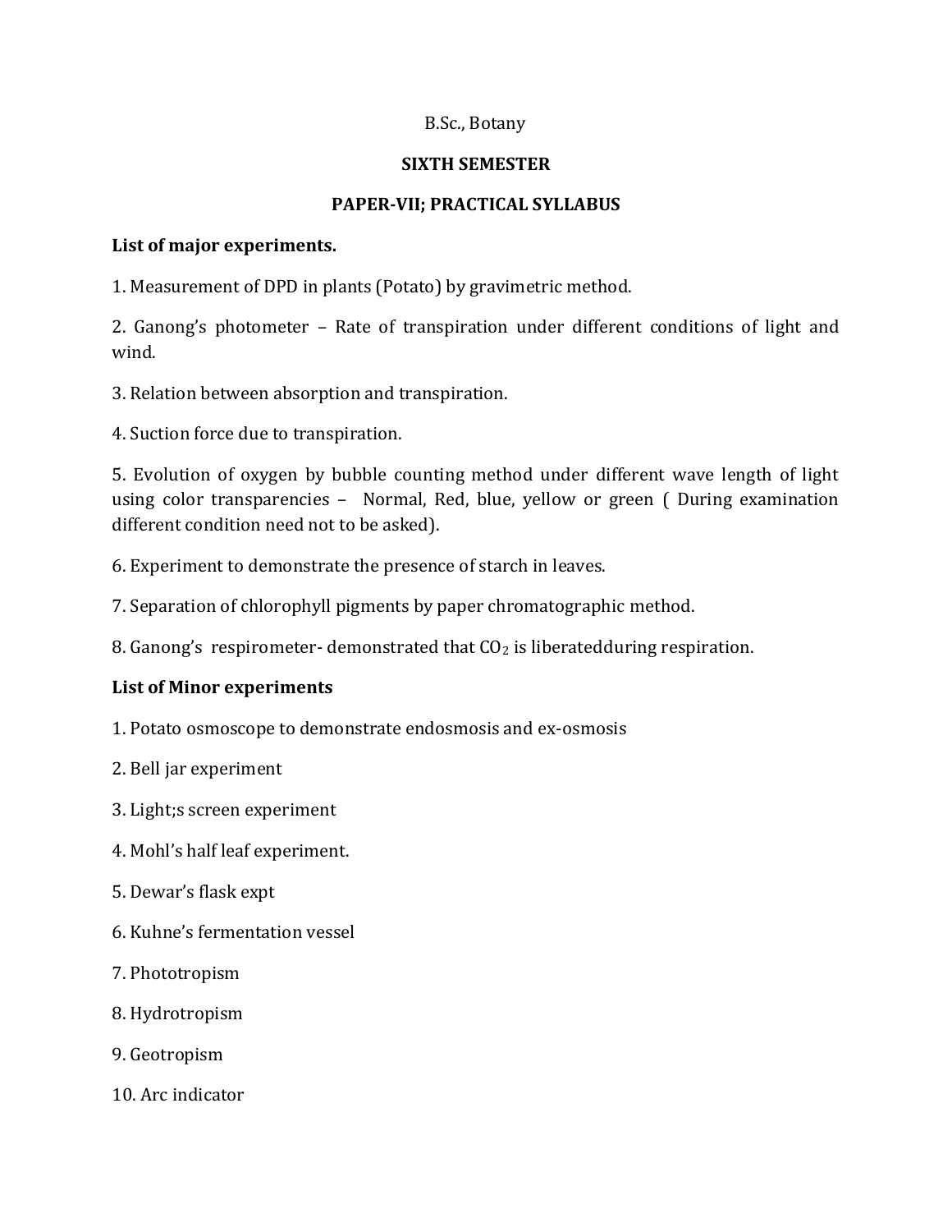B.Sc., Botany

## SIXTH SEMESTER

## PAPER-VII; PRACTICAL SYLLABUS

**List of major experiments.**

1. Measurement of DPD in plants (Potato) by gravimetric method.

2. Ganong's photometer – Rate of transpiration under different conditions of light and wind.

3. Relation between absorption and transpiration.

4. Suction force due to transpiration.

5. Evolution of oxygen by bubble counting method under different wave length of light using color transparencies – Normal, Red, blue, yellow or green ( During examination different condition need not to be asked).

6. Experiment to demonstrate the presence of starch in leaves.

7. Separation of chlorophyll pigments by paper chromatographic method.

8. Ganong's respirometer- demonstrated that $CO_2$ is liberatedduring respiration.

**List of Minor experiments**

1. Potato osmoscope to demonstrate endosmosis and ex-osmosis

2. Bell jar experiment

3. Light;s screen experiment

4. Mohl's half leaf experiment.

5. Dewar's flask expt

6. Kuhne's fermentation vessel

7. Phototropism

8. Hydrotropism

9. Geotropism

10. Arc indicator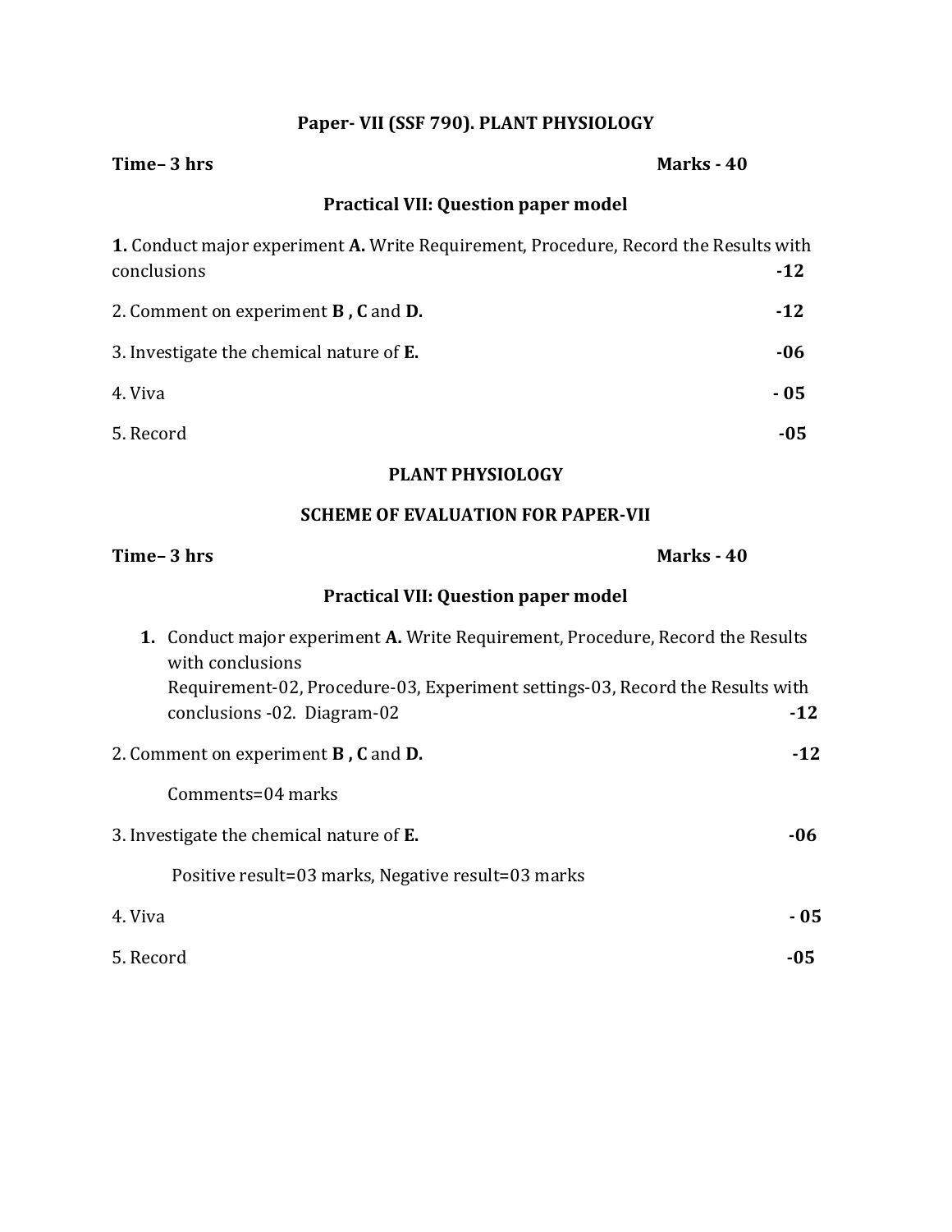## Paper- VII (SSF 790). PLANT PHYSIOLOGY

**Time– 3 hrs** **Marks - 40**

### Practical VII: Question paper model

**1.** Conduct major experiment **A.** Write Requirement, Procedure, Record the Results with conclusions **-12**

2. Comment on experiment **B , C** and **D.** **-12**

3. Investigate the chemical nature of **E.** **-06**

4. Viva **- 05**

5. Record **-05**

## PLANT PHYSIOLOGY

## SCHEME OF EVALUATION FOR PAPER-VII

**Time– 3 hrs** **Marks - 40**

### Practical VII: Question paper model

**1.** Conduct major experiment **A.** Write Requirement, Procedure, Record the Results with conclusions
Requirement-02, Procedure-03, Experiment settings-03, Record the Results with conclusions -02. Diagram-02 **-12**

2. Comment on experiment **B , C** and **D.** **-12**

Comments=04 marks

3. Investigate the chemical nature of **E.** **-06**

Positive result=03 marks, Negative result=03 marks

4. Viva **- 05**

5. Record **-05**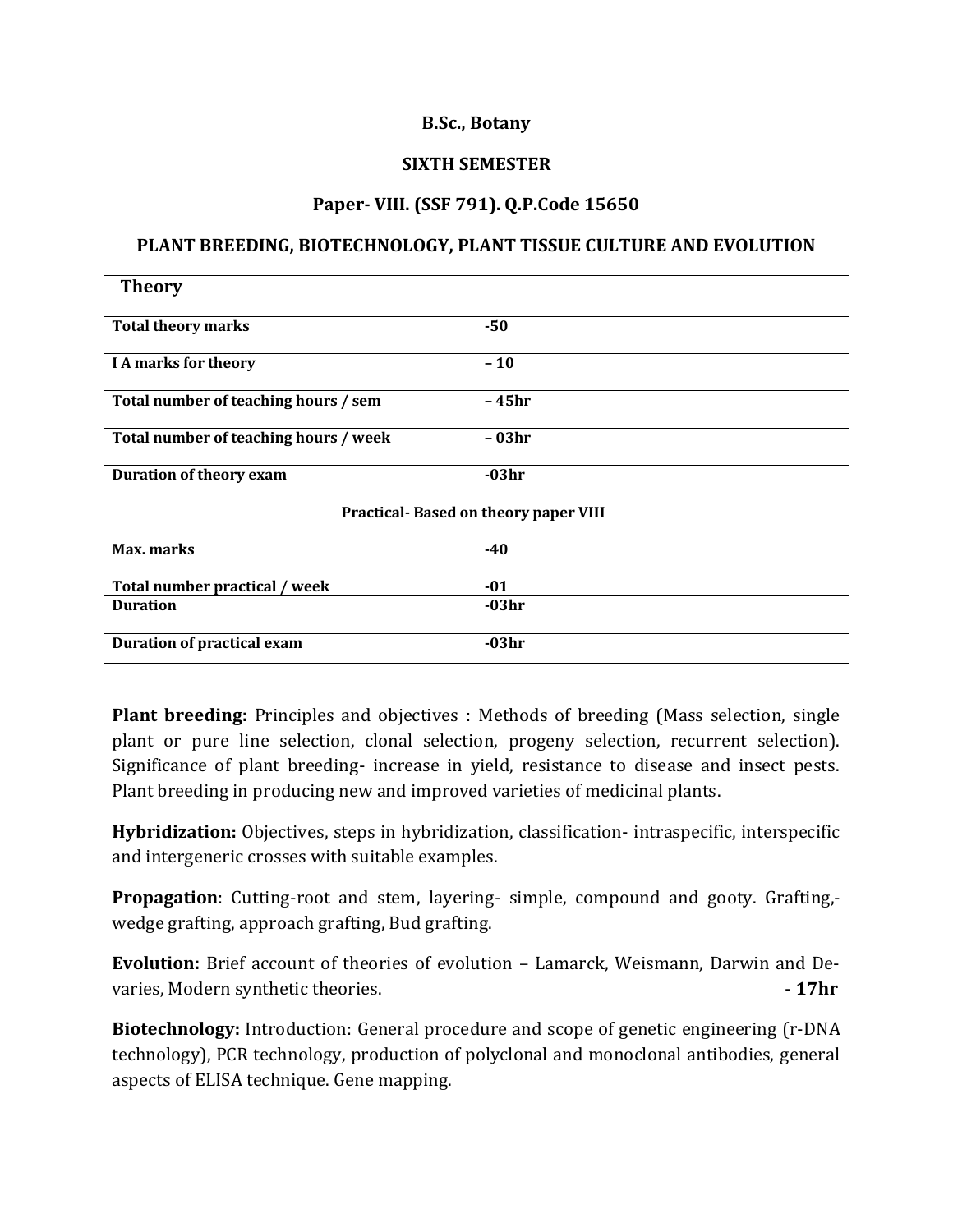**B.Sc., Botany**

**SIXTH SEMESTER**

**Paper- VIII. (SSF 791). Q.P.Code 15650**

**PLANT BREEDING, BIOTECHNOLOGY, PLANT TISSUE CULTURE AND EVOLUTION**

| **Theory** | |
|---|---|
| **Total theory marks** | **-50** |
| **I A marks for theory** | **– 10** |
| **Total number of teaching hours / sem** | **– 45hr** |
| **Total number of teaching hours / week** | **– 03hr** |
| **Duration of theory exam** | **-03hr** |
| **Practical- Based on theory paper VIII** | |
| **Max. marks** | **-40** |
| **Total number practical / week** | **-01** |
| **Duration** | **-03hr** |
| **Duration of practical exam** | **-03hr** |

**Plant breeding:** Principles and objectives : Methods of breeding (Mass selection, single plant or pure line selection, clonal selection, progeny selection, recurrent selection). Significance of plant breeding- increase in yield, resistance to disease and insect pests. Plant breeding in producing new and improved varieties of medicinal plants.

**Hybridization:** Objectives, steps in hybridization, classification- intraspecific, interspecific and intergeneric crosses with suitable examples.

**Propagation**: Cutting-root and stem, layering- simple, compound and gooty. Grafting,- wedge grafting, approach grafting, Bud grafting.

**Evolution:** Brief account of theories of evolution – Lamarck, Weismann, Darwin and De-varies, Modern synthetic theories. - **17hr**

**Biotechnology:** Introduction: General procedure and scope of genetic engineering (r-DNA technology), PCR technology, production of polyclonal and monoclonal antibodies, general aspects of ELISA technique. Gene mapping.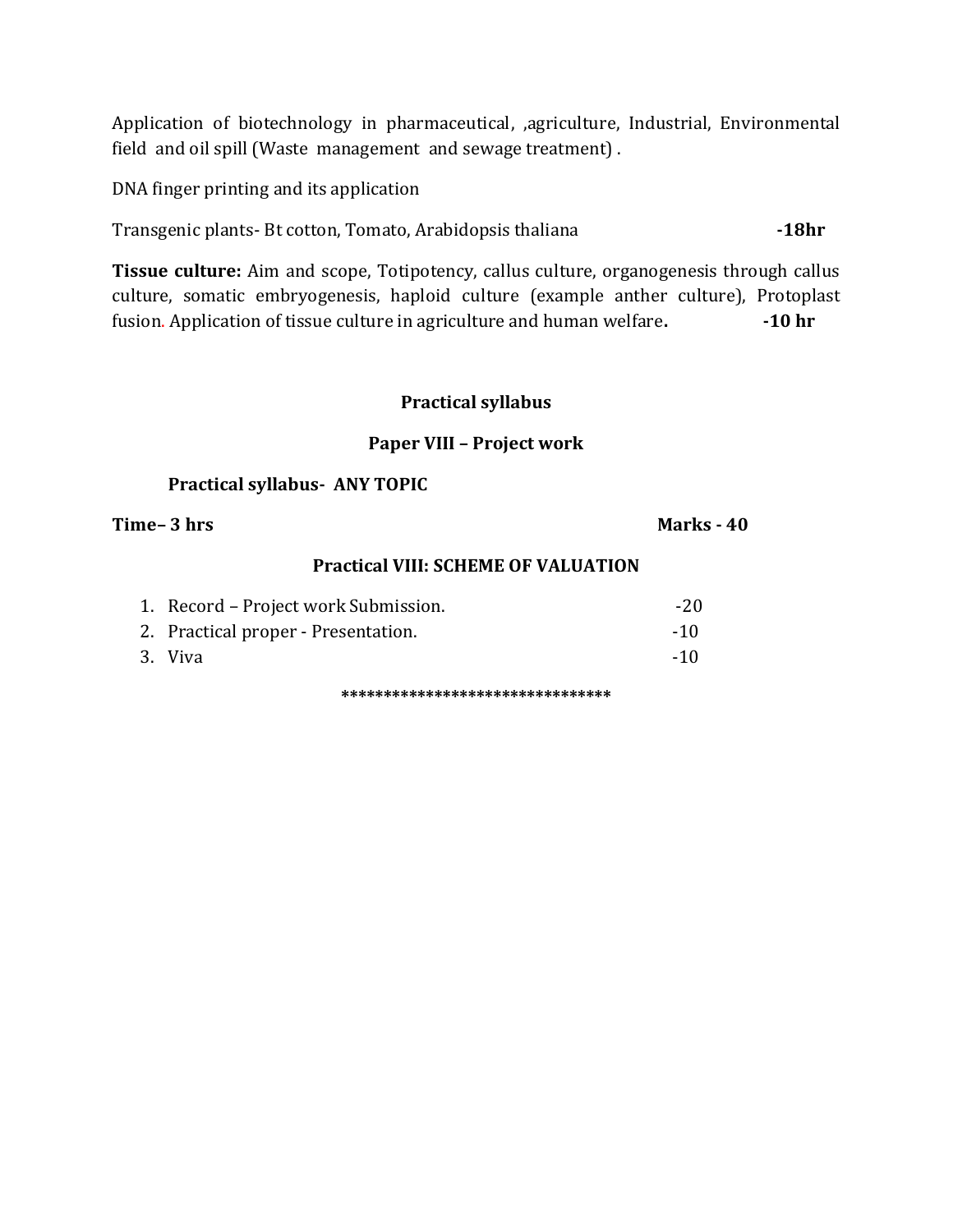Application of biotechnology in pharmaceutical, ,agriculture, Industrial, Environmental field and oil spill (Waste management and sewage treatment) .

DNA finger printing and its application

Transgenic plants- Bt cotton, Tomato, Arabidopsis thaliana **-18hr**

**Tissue culture:** Aim and scope, Totipotency, callus culture, organogenesis through callus culture, somatic embryogenesis, haploid culture (example anther culture), Protoplast fusion. Application of tissue culture in agriculture and human welfare**.** **-10 hr**

**Practical syllabus**

**Paper VIII – Project work**

**Practical syllabus- ANY TOPIC**

**Time– 3 hrs** **Marks - 40**

**Practical VIII: SCHEME OF VALUATION**

1. Record – Project work Submission. -20
2. Practical proper - Presentation. -10
3. Viva -10

********************************